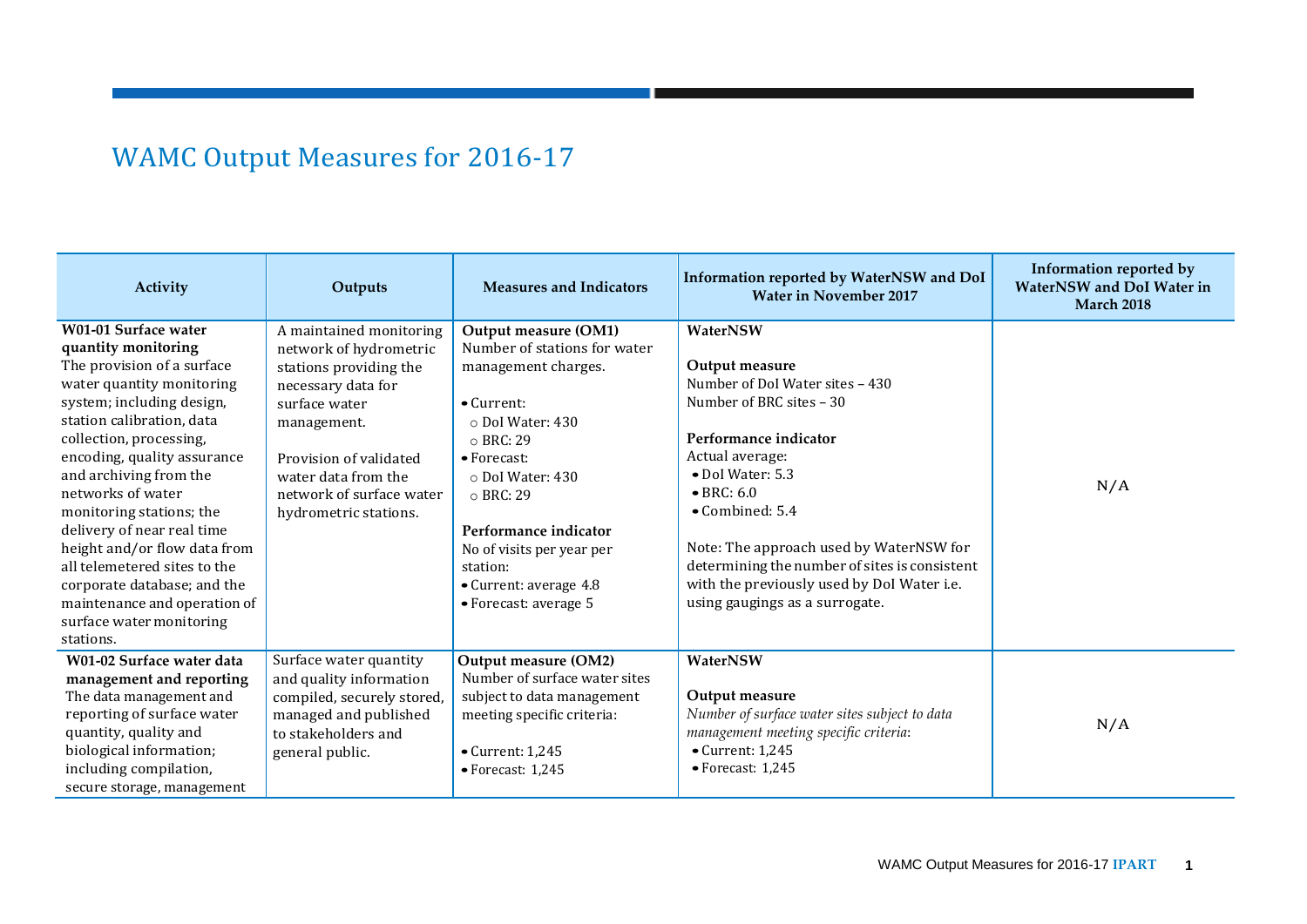# WAMC Output Measures for 2016-17

| Activity | Outputs | Measures and Indicators | Information reported by WaterNSW and DoI Water in November 2017 | Information reported by WaterNSW and DoI Water in March 2018 |
|---|---|---|---|---|
| **W01-01 Surface water quantity monitoring**<br>The provision of a surface water quantity monitoring system; including design, station calibration, data collection, processing, encoding, quality assurance and archiving from the networks of water monitoring stations; the delivery of near real time height and/or flow data from all telemetered sites to the corporate database; and the maintenance and operation of surface water monitoring stations. | A maintained monitoring network of hydrometric stations providing the necessary data for surface water management.<br><br>Provision of validated water data from the network of surface water hydrometric stations. | **Output measure (OM1)**<br>Number of stations for water management charges.<br><br>• Current:<br>○ DoI Water: 430<br>○ BRC: 29<br>• Forecast:<br>○ DoI Water: 430<br>○ BRC: 29<br><br>**Performance indicator**<br>No of visits per year per station:<br>• Current: average 4.8<br>• Forecast: average 5 | **WaterNSW**<br><br>**Output measure**<br>Number of DoI Water sites – 430<br>Number of BRC sites – 30<br><br>**Performance indicator**<br>Actual average:<br>• DoI Water: 5.3<br>• BRC: 6.0<br>• Combined: 5.4<br><br>Note: The approach used by WaterNSW for determining the number of sites is consistent with the previously used by DoI Water i.e. using gaugings as a surrogate. | N/A |
| **W01-02 Surface water data management and reporting**<br>The data management and reporting of surface water quantity, quality and biological information; including compilation, secure storage, management | Surface water quantity and quality information compiled, securely stored, managed and published to stakeholders and general public. | **Output measure (OM2)**<br>Number of surface water sites subject to data management meeting specific criteria:<br><br>• Current: 1,245<br>• Forecast: 1,245 | **WaterNSW**<br><br>**Output measure**<br>*Number of surface water sites subject to data management meeting specific criteria:*<br>• Current: 1,245<br>• Forecast: 1,245 | N/A |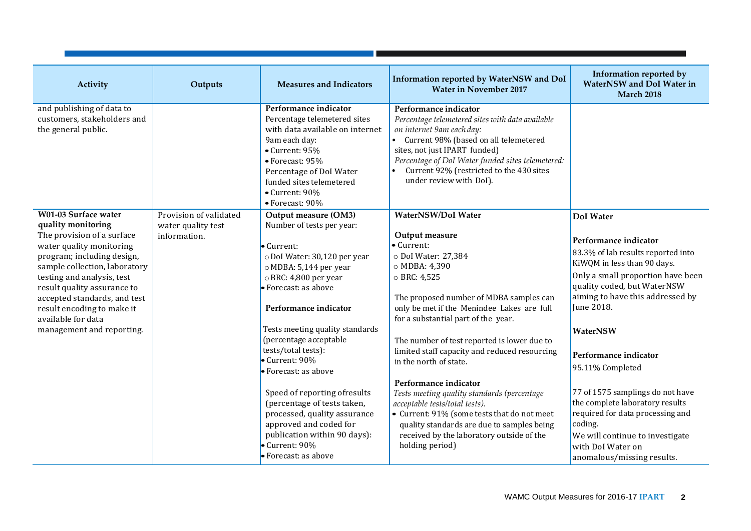| Activity | Outputs | Measures and Indicators | Information reported by WaterNSW and DoI Water in November 2017 | Information reported by WaterNSW and DoI Water in March 2018 |
|---|---|---|---|---|
| and publishing of data to customers, stakeholders and the general public. | | **Performance indicator**<br>Percentage telemetered sites with data available on internet 9am each day:<br>• Current: 95%<br>• Forecast: 95%<br>Percentage of DoI Water funded sites telemetered<br>• Current: 90%<br>• Forecast: 90% | **Performance indicator**<br>*Percentage telemetered sites with data available on internet 9am each day:*<br>• Current 98% (based on all telemetered sites, not just IPART funded)<br>*Percentage of DoI Water funded sites telemetered:*<br>• Current 92% (restricted to the 430 sites under review with DoI). | |
| **W01-03 Surface water quality monitoring**<br>The provision of a surface water quality monitoring program; including design, sample collection, laboratory testing and analysis, test result quality assurance to accepted standards, and test result encoding to make it available for data management and reporting. | Provision of validated water quality test information. | **Output measure (OM3)**<br>Number of tests per year:<br>• Current:<br>○ DoI Water: 30,120 per year<br>○ MDBA: 5,144 per year<br>○ BRC: 4,800 per year<br>• Forecast: as above<br><br>**Performance indicator**<br>Tests meeting quality standards (percentage acceptable tests/total tests):<br>• Current: 90%<br>• Forecast: as above<br><br>Speed of reporting ofresults (percentage of tests taken, processed, quality assurance approved and coded for publication within 90 days):<br>• Current: 90%<br>• Forecast: as above | **WaterNSW/DoI Water**<br><br>**Output measure**<br>• Current:<br>○ DoI Water: 27,384<br>○ MDBA: 4,390<br>○ BRC: 4,525<br><br>The proposed number of MDBA samples can only be met if the Menindee Lakes are full for a substantial part of the year.<br><br>The number of test reported is lower due to limited staff capacity and reduced resourcing in the north of state.<br><br>**Performance indicator**<br>*Tests meeting quality standards (percentage acceptable tests/total tests).*<br>• Current: 91% (some tests that do not meet quality standards are due to samples being received by the laboratory outside of the holding period) | **DoI Water**<br><br>**Performance indicator**<br>83.3% of lab results reported into KiWQM in less than 90 days.<br>Only a small proportion have been quality coded, but WaterNSW aiming to have this addressed by June 2018.<br><br>**WaterNSW**<br><br>**Performance indicator**<br>95.11% Completed<br><br>77 of 1575 samplings do not have the complete laboratory results required for data processing and coding.<br>We will continue to investigate with DoI Water on anomalous/missing results. |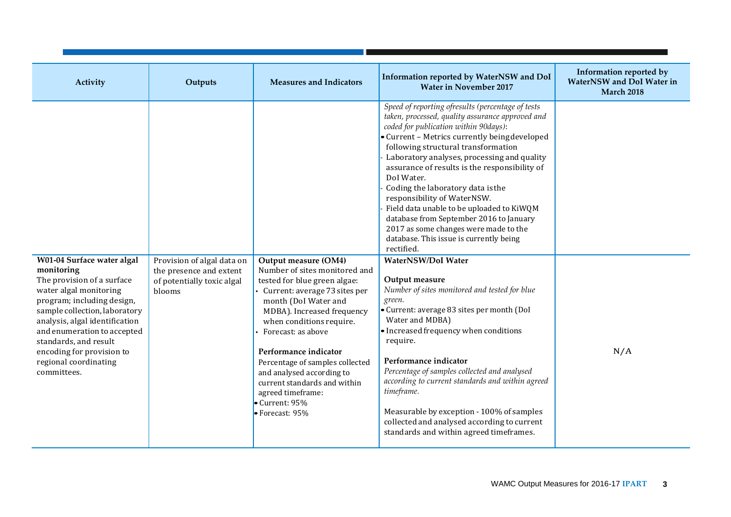| Activity | Outputs | Measures and Indicators | Information reported by WaterNSW and DoI Water in November 2017 | Information reported by WaterNSW and DoI Water in March 2018 |
|---|---|---|---|---|
| | | | *Speed of reporting ofresults (percentage of tests taken, processed, quality assurance approved and coded for publication within 90days)*:<br>• Current – Metrics currently beingdeveloped following structural transformation<br>- Laboratory analyses, processing and quality assurance of results is the responsibility of DoI Water.<br>- Coding the laboratory data isthe responsibility of WaterNSW.<br>- Field data unable to be uploaded to KiWQM database from September 2016 to January 2017 as some changes were made to the database. This issue is currently being rectified. | |
| **W01-04 Surface water algal monitoring**<br>The provision of a surface water algal monitoring program; including design, sample collection, laboratory analysis, algal identification and enumeration to accepted standards, and result encoding for provision to regional coordinating committees. | Provision of algal data on the presence and extent of potentially toxic algal blooms | **Output measure (OM4)**<br>Number of sites monitored and tested for blue green algae:<br>• Current: average 73 sites per month (DoI Water and MDBA). Increased frequency when conditions require.<br>• Forecast: as above<br><br>**Performance indicator**<br>Percentage of samples collected and analysed according to current standards and within agreed timeframe:<br>• Current: 95%<br>• Forecast: 95% | **WaterNSW/DoI Water**<br><br>**Output measure**<br>*Number of sites monitored and tested for blue green.*<br>• Current: average 83 sites per month (DoI Water and MDBA)<br>• Increased frequency when conditions require.<br><br>**Performance indicator**<br>*Percentage of samples collected and analysed according to current standards and within agreed timeframe.*<br><br>Measurable by exception - 100% of samples collected and analysed according to current standards and within agreed timeframes. | N/A |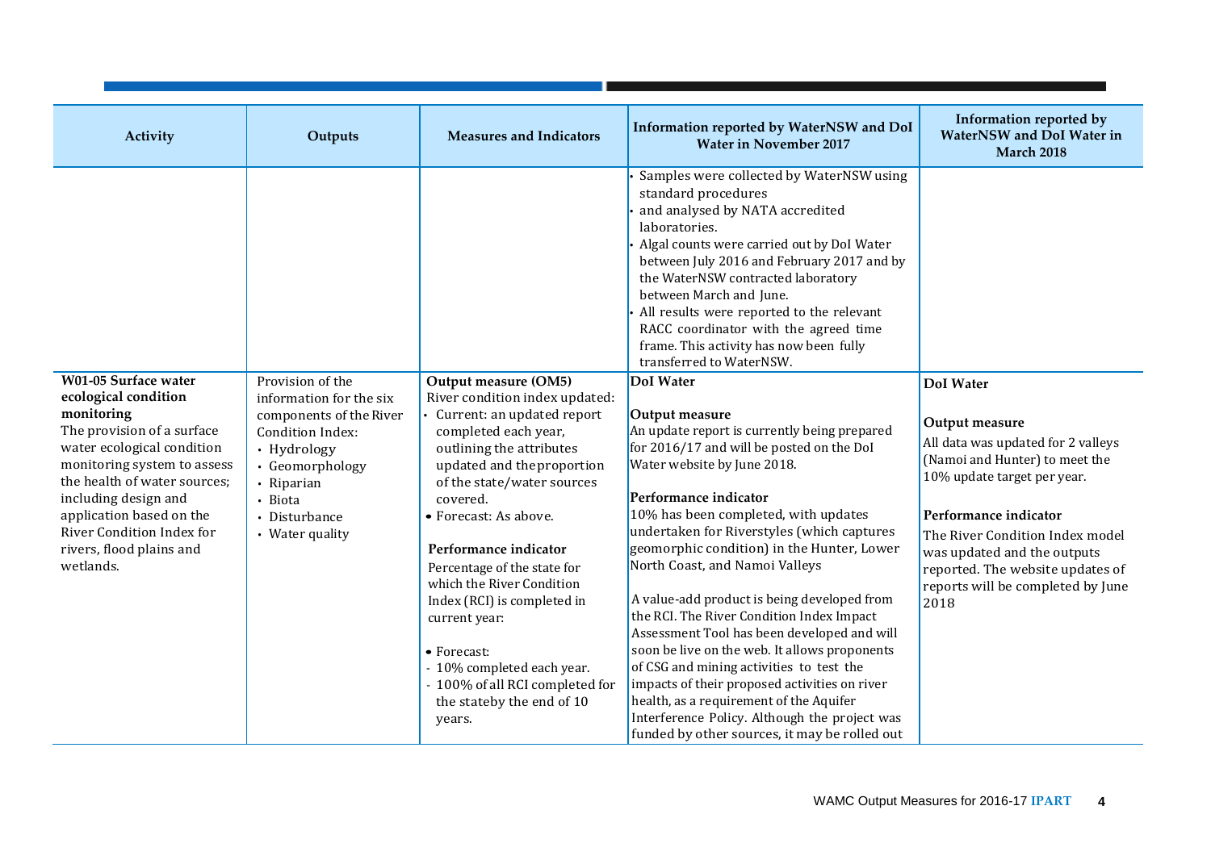| Activity | Outputs | Measures and Indicators | Information reported by WaterNSW and DoI Water in November 2017 | Information reported by WaterNSW and DoI Water in March 2018 |
|---|---|---|---|---|
| | | | • Samples were collected by WaterNSW using standard procedures<br>• and analysed by NATA accredited laboratories.<br>• Algal counts were carried out by DoI Water between July 2016 and February 2017 and by the WaterNSW contracted laboratory between March and June.<br>• All results were reported to the relevant RACC coordinator with the agreed time frame. This activity has now been fully transferred to WaterNSW. | |
| **W01-05 Surface water ecological condition monitoring**<br>The provision of a surface water ecological condition monitoring system to assess the health of water sources; including design and application based on the River Condition Index for rivers, flood plains and wetlands. | Provision of the information for the six components of the River Condition Index:<br>• Hydrology<br>• Geomorphology<br>• Riparian<br>• Biota<br>• Disturbance<br>• Water quality | **Output measure (OM5)**<br>River condition index updated:<br>• Current: an updated report completed each year, outlining the attributes updated and the proportion of the state/water sources covered.<br>• Forecast: As above.<br><br>**Performance indicator**<br>Percentage of the state for which the River Condition Index (RCI) is completed in current year:<br><br>• Forecast:<br>- 10% completed each year.<br>- 100% of all RCI completed for the state by the end of 10 years. | **DoI Water**<br><br>**Output measure**<br>An update report is currently being prepared for 2016/17 and will be posted on the DoI Water website by June 2018.<br><br>**Performance indicator**<br>10% has been completed, with updates undertaken for Riverstyles (which captures geomorphic condition) in the Hunter, Lower North Coast, and Namoi Valleys<br><br>A value-add product is being developed from the RCI. The River Condition Index Impact Assessment Tool has been developed and will soon be live on the web. It allows proponents of CSG and mining activities to test the impacts of their proposed activities on river health, as a requirement of the Aquifer Interference Policy. Although the project was funded by other sources, it may be rolled out | **DoI Water**<br><br>**Output measure**<br>All data was updated for 2 valleys (Namoi and Hunter) to meet the 10% update target per year.<br><br>**Performance indicator**<br>The River Condition Index model was updated and the outputs reported. The website updates of reports will be completed by June 2018 |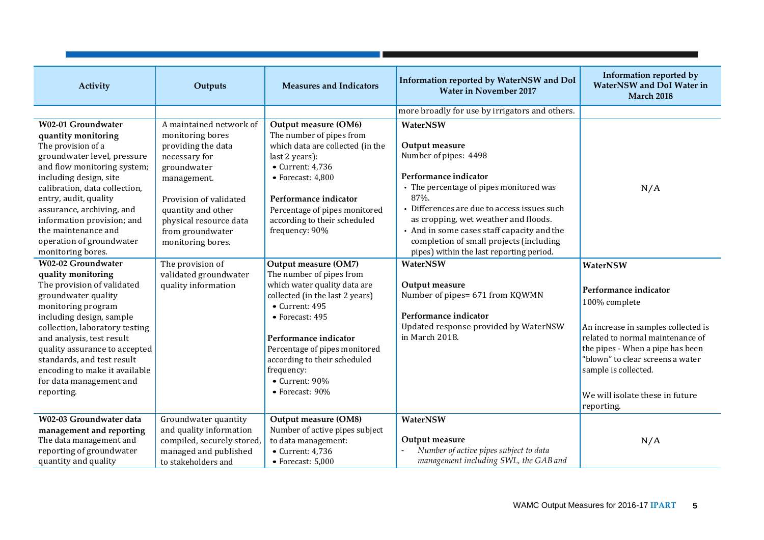| Activity | Outputs | Measures and Indicators | Information reported by WaterNSW and DoI Water in November 2017 | Information reported by WaterNSW and DoI Water in March 2018 |
|---|---|---|---|---|
| | | | more broadly for use by irrigators and others. | |
| **W02-01 Groundwater quantity monitoring**<br>The provision of a groundwater level, pressure and flow monitoring system; including design, site calibration, data collection, entry, audit, quality assurance, archiving, and information provision; and the maintenance and operation of groundwater monitoring bores. | A maintained network of monitoring bores providing the data necessary for groundwater management.<br><br>Provision of validated quantity and other physical resource data from groundwater monitoring bores. | **Output measure (OM6)**<br>The number of pipes from which data are collected (in the last 2 years):<br>• Current: 4,736<br>• Forecast: 4,800<br><br>**Performance indicator**<br>Percentage of pipes monitored according to their scheduled frequency: 90% | **WaterNSW**<br><br>**Output measure**<br>Number of pipes: 4498<br><br>**Performance indicator**<br>• The percentage of pipes monitored was 87%.<br>• Differences are due to access issues such as cropping, wet weather and floods.<br>• And in some cases staff capacity and the completion of small projects (including pipes) within the last reporting period. | N/A |
| **W02-02 Groundwater quality monitoring**<br>The provision of validated groundwater quality monitoring program including design, sample collection, laboratory testing and analysis, test result quality assurance to accepted standards, and test result encoding to make it available for data management and reporting. | The provision of validated groundwater quality information | **Output measure (OM7)**<br>The number of pipes from which water quality data are collected (in the last 2 years)<br>• Current: 495<br>• Forecast: 495<br><br>**Performance indicator**<br>Percentage of pipes monitored according to their scheduled frequency:<br>• Current: 90%<br>• Forecast: 90% | **WaterNSW**<br><br>**Output measure**<br>Number of pipes= 671 from KQWMN<br><br>**Performance indicator**<br>Updated response provided by WaterNSW in March 2018. | **WaterNSW**<br><br>**Performance indicator**<br>100% complete<br><br>An increase in samples collected is related to normal maintenance of the pipes - When a pipe has been "blown" to clear screens a water sample is collected.<br><br>We will isolate these in future reporting. |
| **W02-03 Groundwater data management and reporting**<br>The data management and reporting of groundwater quantity and quality | Groundwater quantity and quality information compiled, securely stored, managed and published to stakeholders and | **Output measure (OM8)**<br>Number of active pipes subject to data management:<br>• Current: 4,736<br>• Forecast: 5,000 | **WaterNSW**<br><br>**Output measure**<br>- *Number of active pipes subject to data management including SWL, the GAB and* | N/A |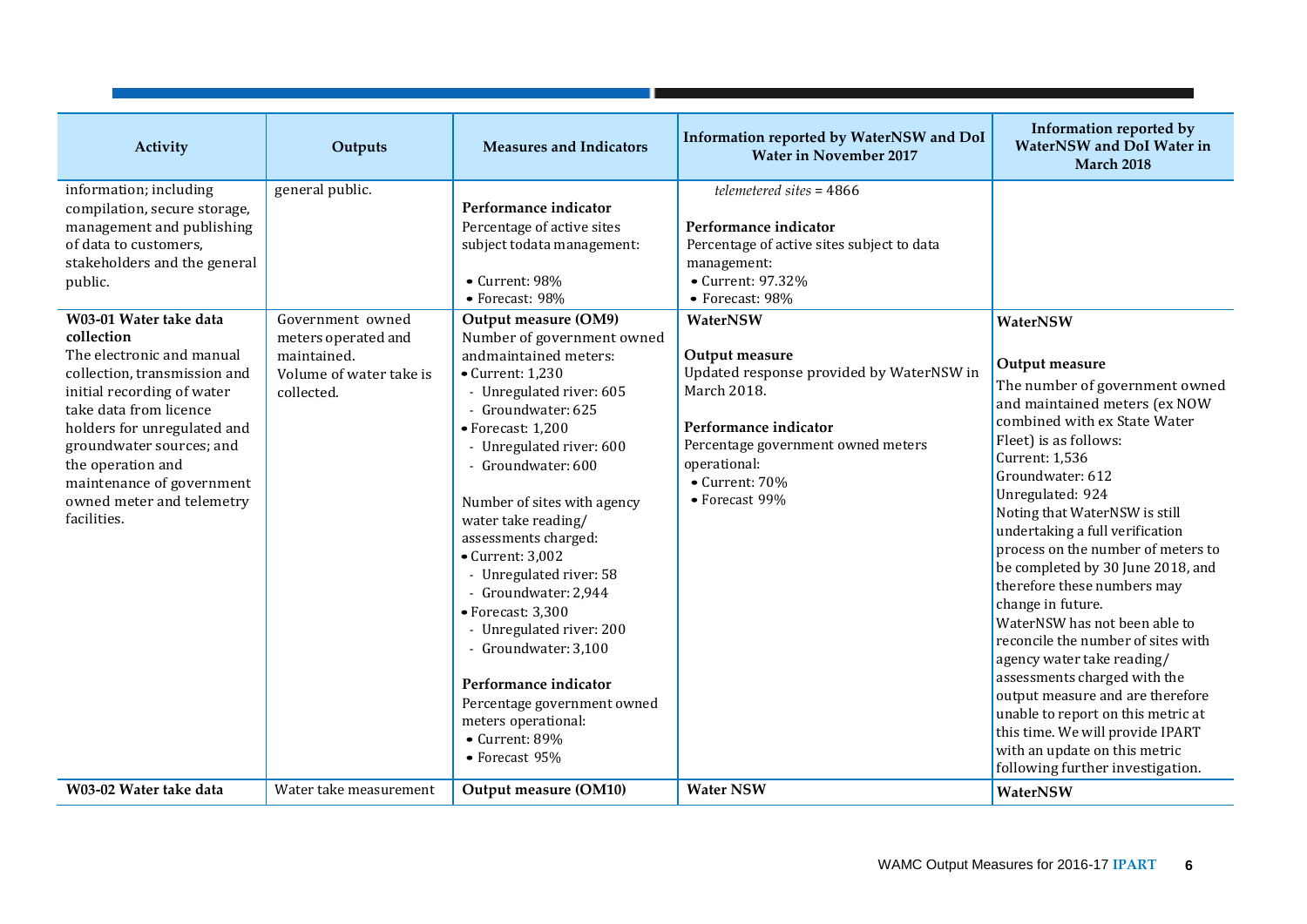| Activity | Outputs | Measures and Indicators | Information reported by WaterNSW and DoI Water in November 2017 | Information reported by WaterNSW and DoI Water in March 2018 |
|---|---|---|---|---|
| information; including compilation, secure storage, management and publishing of data to customers, stakeholders and the general public. | general public. | **Performance indicator**<br>Percentage of active sites subject todata management:<br>• Current: 98%<br>• Forecast: 98% | *telemetered sites* = 4866<br><br>**Performance indicator**<br>Percentage of active sites subject to data management:<br>• Current: 97.32%<br>• Forecast: 98% | |
| **W03-01 Water take data collection**<br>The electronic and manual collection, transmission and initial recording of water take data from licence holders for unregulated and groundwater sources; and the operation and maintenance of government owned meter and telemetry facilities. | Government owned meters operated and maintained.<br>Volume of water take is collected. | **Output measure (OM9)**<br>Number of government owned andmaintained meters:<br>• Current: 1,230<br>- Unregulated river: 605<br>- Groundwater: 625<br>• Forecast: 1,200<br>- Unregulated river: 600<br>- Groundwater: 600<br><br>Number of sites with agency water take reading/ assessments charged:<br>• Current: 3,002<br>- Unregulated river: 58<br>- Groundwater: 2,944<br>• Forecast: 3,300<br>- Unregulated river: 200<br>- Groundwater: 3,100<br><br>**Performance indicator**<br>Percentage government owned meters operational:<br>• Current: 89%<br>• Forecast 95% | **WaterNSW**<br><br>**Output measure**<br>Updated response provided by WaterNSW in March 2018.<br><br>**Performance indicator**<br>Percentage government owned meters operational:<br>• Current: 70%<br>• Forecast 99% | **WaterNSW**<br><br>**Output measure**<br>The number of government owned and maintained meters (ex NOW combined with ex State Water Fleet) is as follows:<br>Current: 1,536<br>Groundwater: 612<br>Unregulated: 924<br>Noting that WaterNSW is still undertaking a full verification process on the number of meters to be completed by 30 June 2018, and therefore these numbers may change in future.<br>WaterNSW has not been able to reconcile the number of sites with agency water take reading/ assessments charged with the output measure and are therefore unable to report on this metric at this time. We will provide IPART with an update on this metric following further investigation. |
| **W03-02 Water take data** | Water take measurement | **Output measure (OM10)** | **Water NSW** | **WaterNSW** |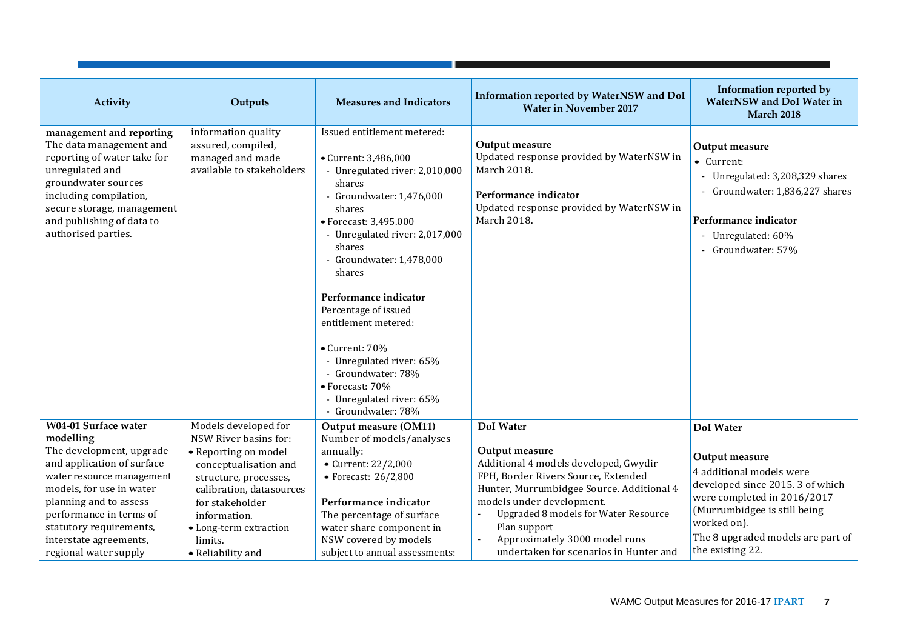| Activity | Outputs | Measures and Indicators | Information reported by WaterNSW and DoI Water in November 2017 | Information reported by WaterNSW and DoI Water in March 2018 |
|---|---|---|---|---|
| **management and reporting**<br>The data management and reporting of water take for unregulated and groundwater sources including compilation, secure storage, management and publishing of data to authorised parties. | information quality assured, compiled, managed and made available to stakeholders | Issued entitlement metered:<br><br>• Current: 3,486,000<br>- Unregulated river: 2,010,000 shares<br>- Groundwater: 1,476,000 shares<br>• Forecast: 3,495.000<br>- Unregulated river: 2,017,000 shares<br>- Groundwater: 1,478,000 shares<br><br>**Performance indicator**<br>Percentage of issued entitlement metered:<br><br>• Current: 70%<br>- Unregulated river: 65%<br>- Groundwater: 78%<br>• Forecast: 70%<br>- Unregulated river: 65%<br>- Groundwater: 78% | **Output measure**<br>Updated response provided by WaterNSW in March 2018.<br><br>**Performance indicator**<br>Updated response provided by WaterNSW in March 2018. | **Output measure**<br>• Current:<br>- Unregulated: 3,208,329 shares<br>- Groundwater: 1,836,227 shares<br><br>**Performance indicator**<br>- Unregulated: 60%<br>- Groundwater: 57% |
| **W04-01 Surface water modelling**<br>The development, upgrade and application of surface water resource management models, for use in water planning and to assess performance in terms of statutory requirements, interstate agreements, regional water supply | Models developed for NSW River basins for:<br>• Reporting on model conceptualisation and structure, processes, calibration, data sources for stakeholder information.<br>• Long-term extraction limits.<br>• Reliability and | **Output measure (OM11)**<br>Number of models/analyses annually:<br>• Current: 22/2,000<br>• Forecast: 26/2,800<br><br>**Performance indicator**<br>The percentage of surface water share component in NSW covered by models subject to annual assessments: | **DoI Water**<br><br>**Output measure**<br>Additional 4 models developed, Gwydir FPH, Border Rivers Source, Extended Hunter, Murrumbidgee Source. Additional 4 models under development.<br>- Upgraded 8 models for Water Resource Plan support<br>- Approximately 3000 model runs undertaken for scenarios in Hunter and | **DoI Water**<br><br>**Output measure**<br>4 additional models were developed since 2015. 3 of which were completed in 2016/2017 (Murrumbidgee is still being worked on).<br>The 8 upgraded models are part of the existing 22. |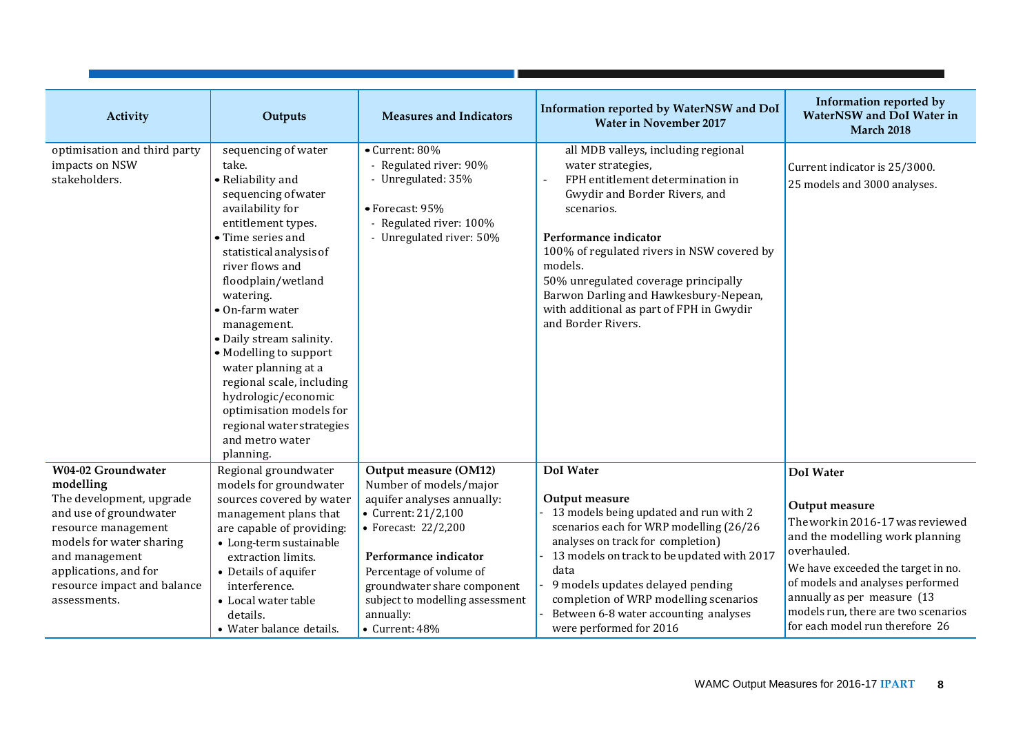| Activity | Outputs | Measures and Indicators | Information reported by WaterNSW and DoI Water in November 2017 | Information reported by WaterNSW and DoI Water in March 2018 |
|---|---|---|---|---|
| optimisation and third party impacts on NSW stakeholders. | sequencing of water take.<br>• Reliability and sequencing of water availability for entitlement types.<br>• Time series and statistical analysis of river flows and floodplain/wetland watering.<br>• On-farm water management.<br>• Daily stream salinity.<br>• Modelling to support water planning at a regional scale, including hydrologic/economic optimisation models for regional water strategies and metro water planning. | • Current: 80%<br>- Regulated river: 90%<br>- Unregulated: 35%<br><br>• Forecast: 95%<br>- Regulated river: 100%<br>- Unregulated river: 50% | all MDB valleys, including regional water strategies,<br>- FPH entitlement determination in Gwydir and Border Rivers, and scenarios.<br><br>**Performance indicator**<br>100% of regulated rivers in NSW covered by models.<br>50% unregulated coverage principally Barwon Darling and Hawkesbury-Nepean, with additional as part of FPH in Gwydir and Border Rivers. | Current indicator is 25/3000.<br>25 models and 3000 analyses. |
| **W04-02 Groundwater modelling**<br>The development, upgrade and use of groundwater resource management models for water sharing and management applications, and for resource impact and balance assessments. | Regional groundwater models for groundwater sources covered by water management plans that are capable of providing:<br>• Long-term sustainable extraction limits.<br>• Details of aquifer interference.<br>• Local water table details.<br>• Water balance details. | **Output measure (OM12)**<br>Number of models/major aquifer analyses annually:<br>• Current: 21/2,100<br>• Forecast: 22/2,200<br><br>**Performance indicator**<br>Percentage of volume of groundwater share component subject to modelling assessment annually:<br>• Current: 48% | **DoI Water**<br><br>**Output measure**<br>- 13 models being updated and run with 2 scenarios each for WRP modelling (26/26 analyses on track for completion)<br>- 13 models on track to be updated with 2017 data<br>- 9 models updates delayed pending completion of WRP modelling scenarios<br>- Between 6-8 water accounting analyses were performed for 2016 | **DoI Water**<br><br>**Output measure**<br>The work in 2016-17 was reviewed and the modelling work planning overhauled.<br>We have exceeded the target in no. of models and analyses performed annually as per measure (13 models run, there are two scenarios for each model run therefore 26 |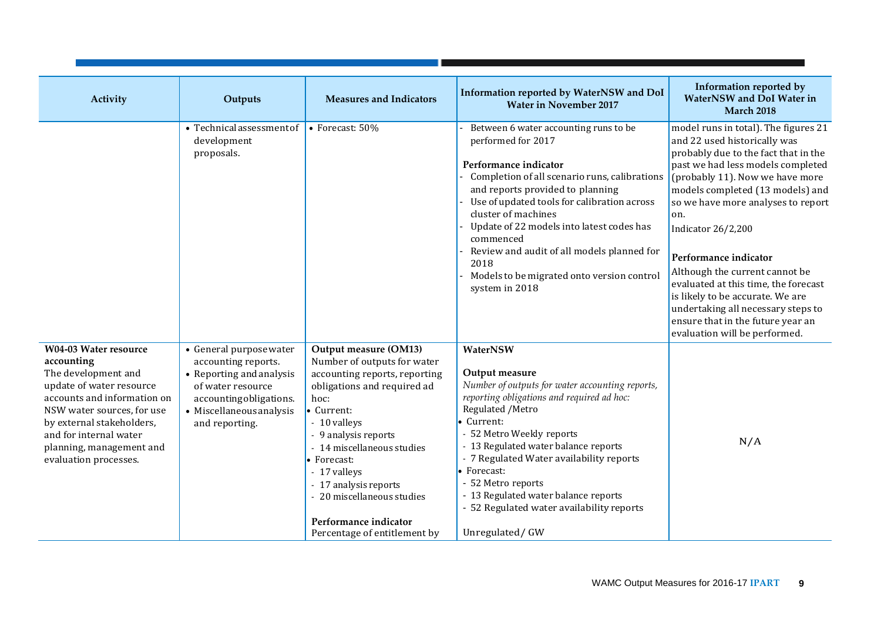| Activity | Outputs | Measures and Indicators | Information reported by WaterNSW and DoI Water in November 2017 | Information reported by WaterNSW and DoI Water in March 2018 |
|---|---|---|---|---|
| | • Technical assessment of development proposals. | • Forecast: 50% | - Between 6 water accounting runs to be performed for 2017<br><br>**Performance indicator**<br>- Completion of all scenario runs, calibrations and reports provided to planning<br>- Use of updated tools for calibration across cluster of machines<br>- Update of 22 models into latest codes has commenced<br>- Review and audit of all models planned for 2018<br>- Models to be migrated onto version control system in 2018 | model runs in total). The figures 21 and 22 used historically was probably due to the fact that in the past we had less models completed (probably 11). Now we have more models completed (13 models) and so we have more analyses to report on.<br>Indicator 26/2,200<br><br>**Performance indicator**<br>Although the current cannot be evaluated at this time, the forecast is likely to be accurate. We are undertaking all necessary steps to ensure that in the future year an evaluation will be performed. |
| **W04-03 Water resource accounting**<br>The development and update of water resource accounts and information on NSW water sources, for use by external stakeholders, and for internal water planning, management and evaluation processes. | • General purpose water accounting reports.<br>• Reporting and analysis of water resource accounting obligations.<br>• Miscellaneous analysis and reporting. | **Output measure (OM13)**<br>Number of outputs for water accounting reports, reporting obligations and required ad hoc:<br>• Current:<br>- 10 valleys<br>- 9 analysis reports<br>- 14 miscellaneous studies<br>• Forecast:<br>- 17 valleys<br>- 17 analysis reports<br>- 20 miscellaneous studies<br><br>**Performance indicator**<br>Percentage of entitlement by | **WaterNSW**<br><br>**Output measure**<br>*Number of outputs for water accounting reports, reporting obligations and required ad hoc:*<br>Regulated /Metro<br>• Current:<br>- 52 Metro Weekly reports<br>- 13 Regulated water balance reports<br>- 7 Regulated Water availability reports<br>• Forecast:<br>- 52 Metro reports<br>- 13 Regulated water balance reports<br>- 52 Regulated water availability reports<br><br>Unregulated / GW | N/A |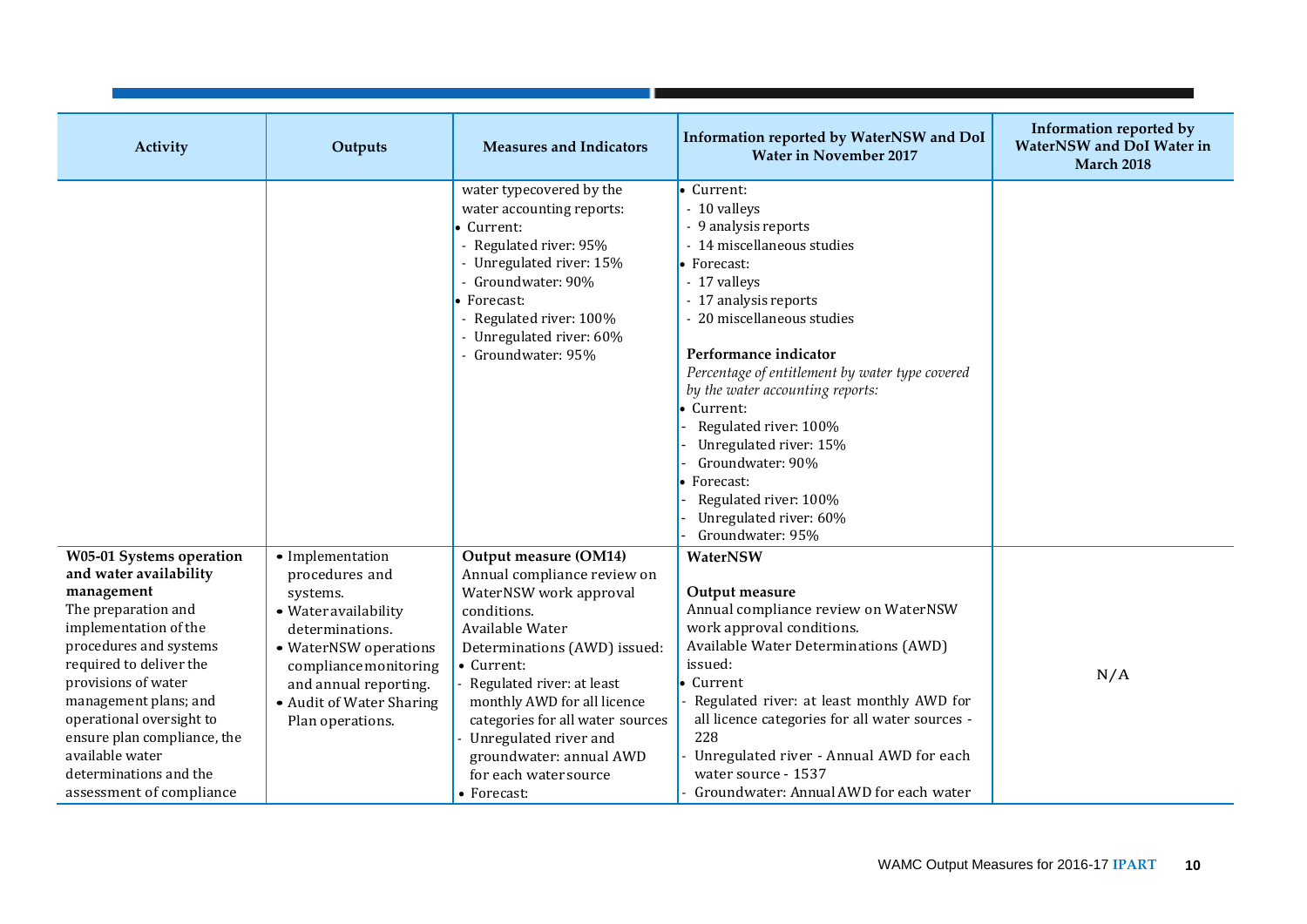| Activity | Outputs | Measures and Indicators | Information reported by WaterNSW and DoI Water in November 2017 | Information reported by WaterNSW and DoI Water in March 2018 |
|---|---|---|---|---|
| | | water typecovered by the water accounting reports:<br>• Current:<br>- Regulated river: 95%<br>- Unregulated river: 15%<br>- Groundwater: 90%<br>• Forecast:<br>- Regulated river: 100%<br>- Unregulated river: 60%<br>- Groundwater: 95% | • Current:<br>- 10 valleys<br>- 9 analysis reports<br>- 14 miscellaneous studies<br>• Forecast:<br>- 17 valleys<br>- 17 analysis reports<br>- 20 miscellaneous studies<br><br>**Performance indicator**<br>*Percentage of entitlement by water type covered by the water accounting reports:*<br>• Current:<br>- Regulated river: 100%<br>- Unregulated river: 15%<br>- Groundwater: 90%<br>• Forecast:<br>- Regulated river: 100%<br>- Unregulated river: 60%<br>- Groundwater: 95% | |
| **W05-01 Systems operation and water availability management**<br>The preparation and implementation of the procedures and systems required to deliver the provisions of water management plans; and operational oversight to ensure plan compliance, the available water determinations and the assessment of compliance | • Implementation procedures and systems.<br>• Water availability determinations.<br>• WaterNSW operations compliance monitoring and annual reporting.<br>• Audit of Water Sharing Plan operations. | **Output measure (OM14)**<br>Annual compliance review on WaterNSW work approval conditions.<br>Available Water Determinations (AWD) issued:<br>• Current:<br>- Regulated river: at least monthly AWD for all licence categories for all water sources<br>- Unregulated river and groundwater: annual AWD for each water source<br>• Forecast: | **WaterNSW**<br><br>**Output measure**<br>Annual compliance review on WaterNSW work approval conditions.<br>Available Water Determinations (AWD) issued:<br>• Current<br>- Regulated river: at least monthly AWD for all licence categories for all water sources - 228<br>- Unregulated river - Annual AWD for each water source - 1537<br>- Groundwater: Annual AWD for each water | N/A |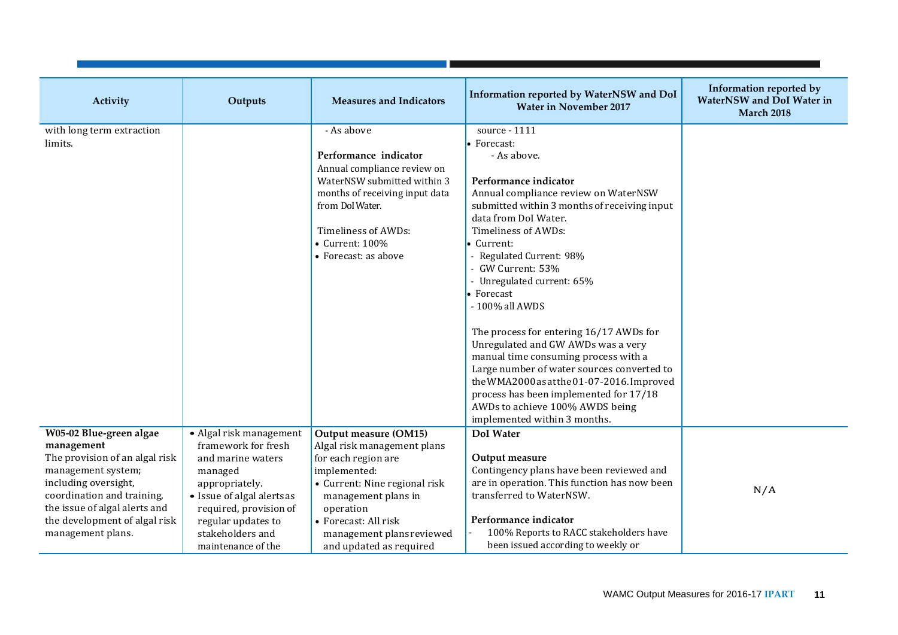| Activity | Outputs | Measures and Indicators | Information reported by WaterNSW and DoI Water in November 2017 | Information reported by WaterNSW and DoI Water in March 2018 |
|---|---|---|---|---|
| with long term extraction limits. | | - As above<br><br>**Performance indicator**<br>Annual compliance review on WaterNSW submitted within 3 months of receiving input data from DoI Water.<br><br>Timeliness of AWDs:<br>• Current: 100%<br>• Forecast: as above | source - 1111<br>• Forecast:<br>- As above.<br><br>**Performance indicator**<br>Annual compliance review on WaterNSW submitted within 3 months of receiving input data from DoI Water.<br>Timeliness of AWDs:<br>• Current:<br>- Regulated Current: 98%<br>- GW Current: 53%<br>- Unregulated current: 65%<br>• Forecast<br>- 100% all AWDS<br><br>The process for entering 16/17 AWDs for Unregulated and GW AWDs was a very manual time consuming process with a Large number of water sources converted to the WMA2000 as at the 01-07-2016. Improved process has been implemented for 17/18 AWDs to achieve 100% AWDS being implemented within 3 months. | |
| **W05-02 Blue-green algae management**<br>The provision of an algal risk management system; including oversight, coordination and training, the issue of algal alerts and the development of algal risk management plans. | • Algal risk management framework for fresh and marine waters managed appropriately.<br>• Issue of algal alerts as required, provision of regular updates to stakeholders and maintenance of the | **Output measure (OM15)**<br>Algal risk management plans for each region are implemented:<br>• Current: Nine regional risk management plans in operation<br>• Forecast: All risk management plans reviewed and updated as required | **DoI Water**<br><br>**Output measure**<br>Contingency plans have been reviewed and are in operation. This function has now been transferred to WaterNSW.<br><br>**Performance indicator**<br>- 100% Reports to RACC stakeholders have been issued according to weekly or | N/A |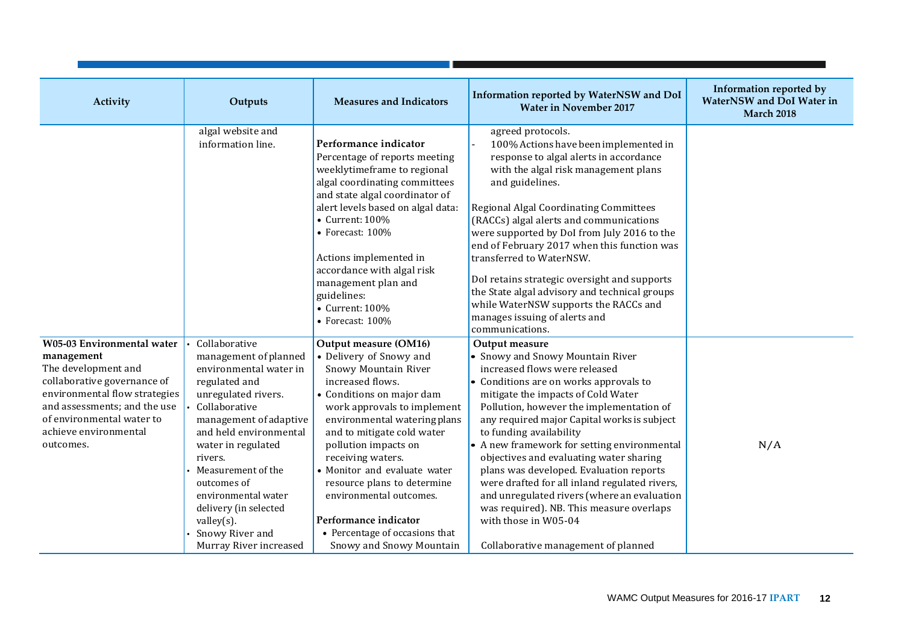| Activity | Outputs | Measures and Indicators | Information reported by WaterNSW and DoI Water in November 2017 | Information reported by WaterNSW and DoI Water in March 2018 |
|---|---|---|---|---|
| | algal website and information line. | **Performance indicator**<br>Percentage of reports meeting weeklytimeframe to regional algal coordinating committees and state algal coordinator of alert levels based on algal data:<br>• Current: 100%<br>• Forecast: 100%<br><br>Actions implemented in accordance with algal risk management plan and guidelines:<br>• Current: 100%<br>• Forecast: 100% | agreed protocols.<br>- 100% Actions have been implemented in response to algal alerts in accordance with the algal risk management plans and guidelines.<br><br>Regional Algal Coordinating Committees (RACCs) algal alerts and communications were supported by DoI from July 2016 to the end of February 2017 when this function was transferred to WaterNSW.<br><br>DoI retains strategic oversight and supports the State algal advisory and technical groups while WaterNSW supports the RACCs and manages issuing of alerts and communications. | |
| **W05-03 Environmental water management**<br>The development and collaborative governance of environmental flow strategies and assessments; and the use of environmental water to achieve environmental outcomes. | • Collaborative management of planned environmental water in regulated and unregulated rivers.<br>• Collaborative management of adaptive and held environmental water in regulated rivers.<br>• Measurement of the outcomes of environmental water delivery (in selected valley(s).<br>• Snowy River and Murray River increased | **Output measure (OM16)**<br>• Delivery of Snowy and Snowy Mountain River increased flows.<br>• Conditions on major dam work approvals to implement environmental watering plans and to mitigate cold water pollution impacts on receiving waters.<br>• Monitor and evaluate water resource plans to determine environmental outcomes.<br><br>**Performance indicator**<br>• Percentage of occasions that Snowy and Snowy Mountain | **Output measure**<br>• Snowy and Snowy Mountain River increased flows were released<br>• Conditions are on works approvals to mitigate the impacts of Cold Water Pollution, however the implementation of any required major Capital works is subject to funding availability<br>• A new framework for setting environmental objectives and evaluating water sharing plans was developed. Evaluation reports were drafted for all inland regulated rivers, and unregulated rivers (where an evaluation was required). NB. This measure overlaps with those in W05-04<br><br>Collaborative management of planned | N/A |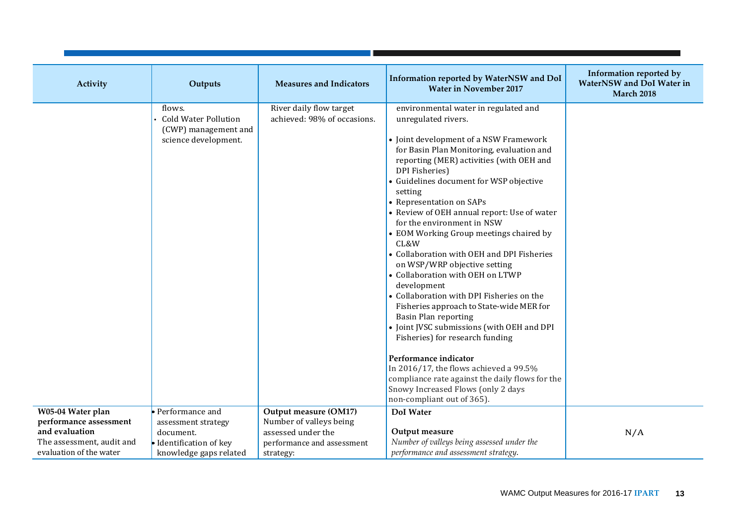| Activity | Outputs | Measures and Indicators | Information reported by WaterNSW and DoI Water in November 2017 | Information reported by WaterNSW and DoI Water in March 2018 |
|---|---|---|---|---|
| | flows.<br>• Cold Water Pollution (CWP) management and science development. | River daily flow target achieved: 98% of occasions. | environmental water in regulated and unregulated rivers.<br><br>• Joint development of a NSW Framework for Basin Plan Monitoring, evaluation and reporting (MER) activities (with OEH and DPI Fisheries)<br>• Guidelines document for WSP objective setting<br>• Representation on SAPs<br>• Review of OEH annual report: Use of water for the environment in NSW<br>• EOM Working Group meetings chaired by CL&W<br>• Collaboration with OEH and DPI Fisheries on WSP/WRP objective setting<br>• Collaboration with OEH on LTWP development<br>• Collaboration with DPI Fisheries on the Fisheries approach to State-wide MER for Basin Plan reporting<br>• Joint JVSC submissions (with OEH and DPI Fisheries) for research funding<br><br>**Performance indicator**<br>In 2016/17, the flows achieved a 99.5% compliance rate against the daily flows for the Snowy Increased Flows (only 2 days non-compliant out of 365). | |
| **W05-04 Water plan performance assessment and evaluation**<br>The assessment, audit and evaluation of the water | • Performance and assessment strategy document.<br>• Identification of key knowledge gaps related | **Output measure (OM17)**<br>Number of valleys being assessed under the performance and assessment strategy: | **DoI Water**<br><br>**Output measure**<br>*Number of valleys being assessed under the performance and assessment strategy.* | N/A |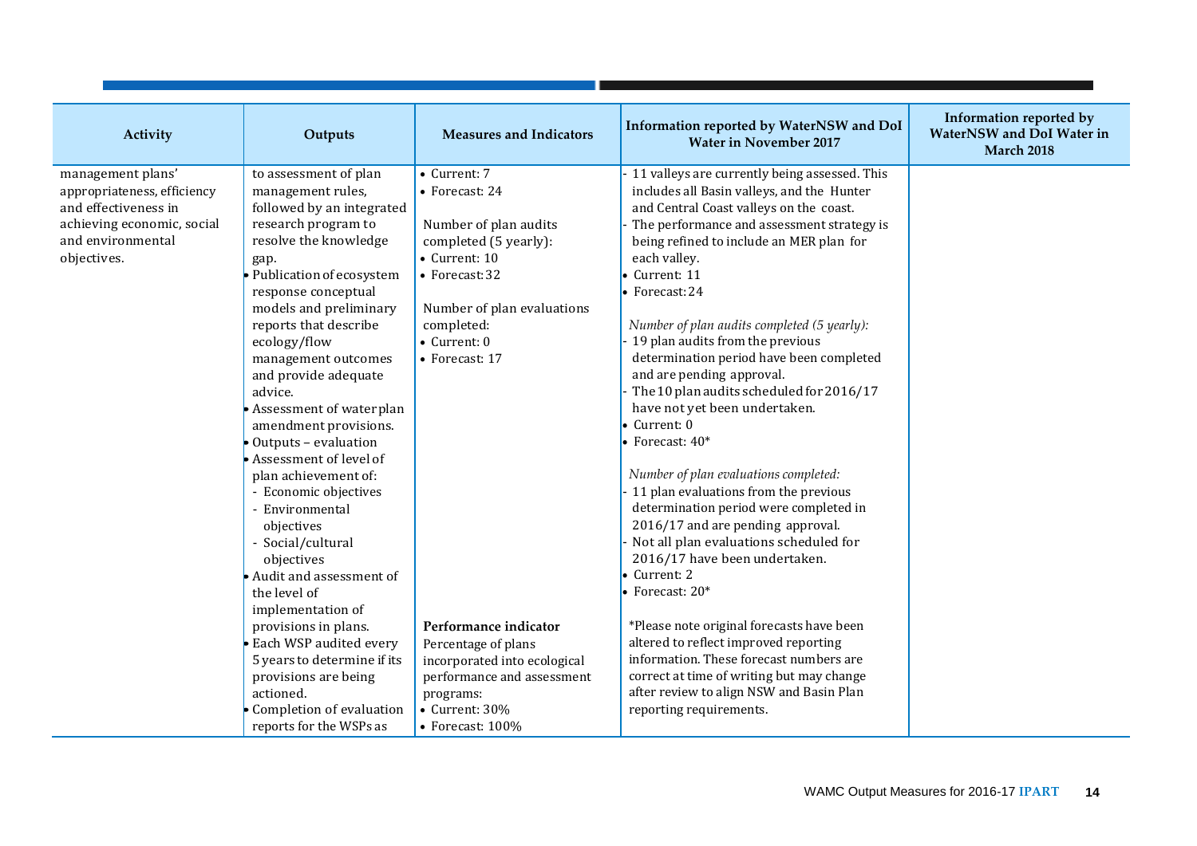| Activity | Outputs | Measures and Indicators | Information reported by WaterNSW and DoI Water in November 2017 | Information reported by WaterNSW and DoI Water in March 2018 |
|---|---|---|---|---|
| management plans' appropriateness, efficiency and effectiveness in achieving economic, social and environmental objectives. | to assessment of plan management rules, followed by an integrated research program to resolve the knowledge gap.<br>• Publication of ecosystem response conceptual models and preliminary reports that describe ecology/flow management outcomes and provide adequate advice.<br>• Assessment of water plan amendment provisions.<br>• Outputs – evaluation<br>• Assessment of level of plan achievement of:<br>- Economic objectives<br>- Environmental objectives<br>- Social/cultural objectives<br>• Audit and assessment of the level of implementation of provisions in plans.<br>• Each WSP audited every 5 years to determine if its provisions are being actioned.<br>• Completion of evaluation reports for the WSPs as | • Current: 7<br>• Forecast: 24<br><br>Number of plan audits completed (5 yearly):<br>• Current: 10<br>• Forecast: 32<br><br>Number of plan evaluations completed:<br>• Current: 0<br>• Forecast: 17<br><br>**Performance indicator**<br>Percentage of plans incorporated into ecological performance and assessment programs:<br>• Current: 30%<br>• Forecast: 100% | - 11 valleys are currently being assessed. This includes all Basin valleys, and the Hunter and Central Coast valleys on the coast.<br>- The performance and assessment strategy is being refined to include an MER plan for each valley.<br>• Current: 11<br>• Forecast: 24<br><br>*Number of plan audits completed (5 yearly):*<br>- 19 plan audits from the previous determination period have been completed and are pending approval.<br>- The 10 plan audits scheduled for 2016/17 have not yet been undertaken.<br>• Current: 0<br>• Forecast: 40*<br><br>*Number of plan evaluations completed:*<br>- 11 plan evaluations from the previous determination period were completed in 2016/17 and are pending approval.<br>- Not all plan evaluations scheduled for 2016/17 have been undertaken.<br>• Current: 2<br>• Forecast: 20*<br><br>*Please note original forecasts have been altered to reflect improved reporting information. These forecast numbers are correct at time of writing but may change after review to align NSW and Basin Plan reporting requirements. | |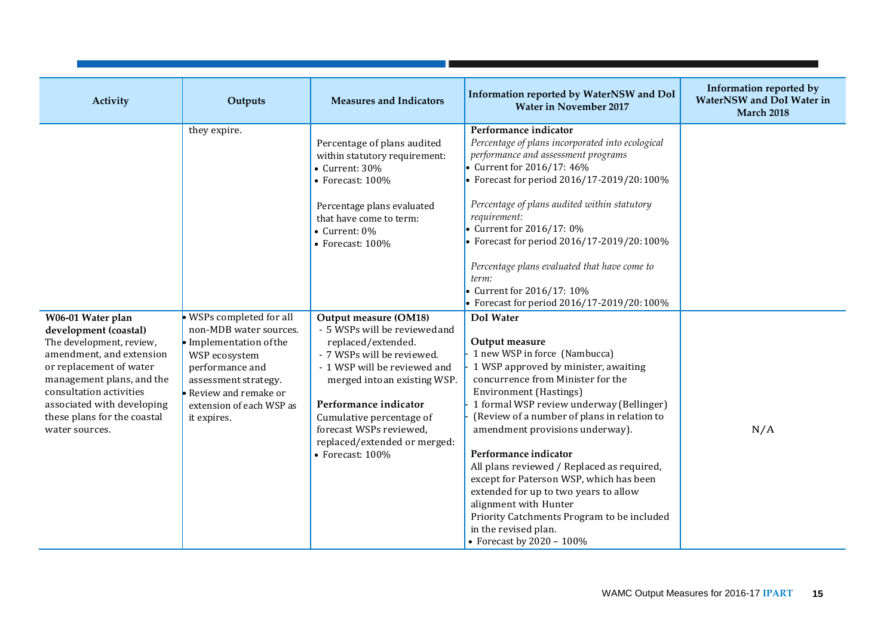| Activity | Outputs | Measures and Indicators | Information reported by WaterNSW and DoI Water in November 2017 | Information reported by WaterNSW and DoI Water in March 2018 |
| --- | --- | --- | --- | --- |
| | they expire. | Percentage of plans audited within statutory requirement:<br>• Current: 30%<br>• Forecast: 100%<br><br>Percentage plans evaluated that have come to term:<br>• Current: 0%<br>• Forecast: 100% | **Performance indicator**<br>*Percentage of plans incorporated into ecological performance and assessment programs*<br>• Current for 2016/17: 46%<br>• Forecast for period 2016/17-2019/20: 100%<br><br>*Percentage of plans audited within statutory requirement:*<br>• Current for 2016/17: 0%<br>• Forecast for period 2016/17-2019/20: 100%<br><br>*Percentage plans evaluated that have come to term:*<br>• Current for 2016/17: 10%<br>• Forecast for period 2016/17-2019/20: 100% | |
| **W06-01 Water plan development (coastal)**<br>The development, review, amendment, and extension or replacement of water management plans, and the consultation activities associated with developing these plans for the coastal water sources. | • WSPs completed for all non-MDB water sources.<br>• Implementation of the WSP ecosystem performance and assessment strategy.<br>• Review and remake or extension of each WSP as it expires. | **Output measure (OM18)**<br>- 5 WSPs will be reviewed and replaced/extended.<br>- 7 WSPs will be reviewed.<br>- 1 WSP will be reviewed and merged into an existing WSP.<br><br>**Performance indicator**<br>Cumulative percentage of forecast WSPs reviewed, replaced/extended or merged:<br>• Forecast: 100% | **DoI Water**<br><br>**Output measure**<br>- 1 new WSP in force (Nambucca)<br>- 1 WSP approved by minister, awaiting concurrence from Minister for the Environment (Hastings)<br>- 1 formal WSP review underway (Bellinger)<br>- (Review of a number of plans in relation to amendment provisions underway).<br><br>**Performance indicator**<br>All plans reviewed / Replaced as required, except for Paterson WSP, which has been extended for up to two years to allow alignment with Hunter Priority Catchments Program to be included in the revised plan.<br>• Forecast by 2020 – 100% | N/A |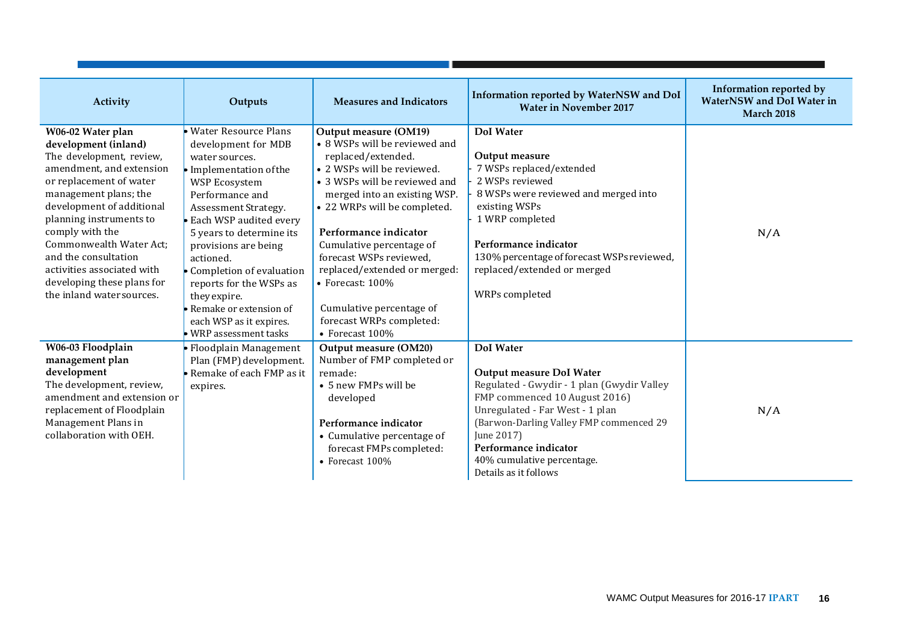| Activity | Outputs | Measures and Indicators | Information reported by WaterNSW and DoI Water in November 2017 | Information reported by WaterNSW and DoI Water in March 2018 |
|---|---|---|---|---|
| **W06-02 Water plan development (inland)**<br>The development, review, amendment, and extension or replacement of water management plans; the development of additional planning instruments to comply with the Commonwealth Water Act; and the consultation activities associated with developing these plans for the inland water sources. | • Water Resource Plans development for MDB water sources.<br>• Implementation of the WSP Ecosystem Performance and Assessment Strategy.<br>• Each WSP audited every 5 years to determine its provisions are being actioned.<br>• Completion of evaluation reports for the WSPs as they expire.<br>• Remake or extension of each WSP as it expires.<br>• WRP assessment tasks | **Output measure (OM19)**<br>• 8 WSPs will be reviewed and replaced/extended.<br>• 2 WSPs will be reviewed.<br>• 3 WSPs will be reviewed and merged into an existing WSP.<br>• 22 WRPs will be completed.<br><br>**Performance indicator**<br>Cumulative percentage of forecast WSPs reviewed, replaced/extended or merged:<br>• Forecast: 100%<br><br>Cumulative percentage of forecast WRPs completed:<br>• Forecast 100% | **DoI Water**<br><br>**Output measure**<br>- 7 WSPs replaced/extended<br>- 2 WSPs reviewed<br>- 8 WSPs were reviewed and merged into existing WSPs<br>- 1 WRP completed<br><br>**Performance indicator**<br>130% percentage of forecast WSPs reviewed, replaced/extended or merged<br><br>WRPs completed | N/A |
| **W06-03 Floodplain management plan development**<br>The development, review, amendment and extension or replacement of Floodplain Management Plans in collaboration with OEH. | • Floodplain Management Plan (FMP) development.<br>• Remake of each FMP as it expires. | **Output measure (OM20)**<br>Number of FMP completed or remade:<br>• 5 new FMPs will be developed<br><br>**Performance indicator**<br>• Cumulative percentage of forecast FMPs completed:<br>• Forecast 100% | **DoI Water**<br><br>**Output measure DoI Water**<br>Regulated - Gwydir - 1 plan (Gwydir Valley FMP commenced 10 August 2016)<br>Unregulated - Far West - 1 plan (Barwon-Darling Valley FMP commenced 29 June 2017)<br>**Performance indicator**<br>40% cumulative percentage.<br>Details as it follows | N/A |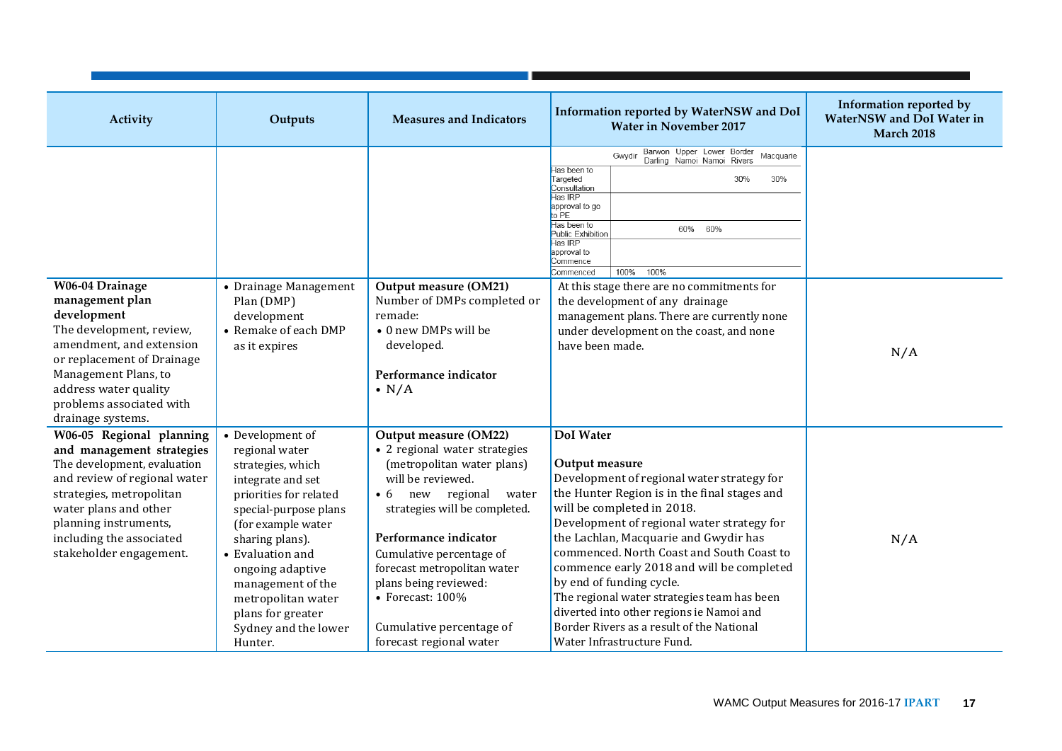| Activity | Outputs | Measures and Indicators | Information reported by WaterNSW and DoI Water in November 2017 | Information reported by WaterNSW and DoI Water in March 2018 |
|---|---|---|---|---|
| | | | | Gwydir \| Barwon Darling \| Upper Namoi \| Lower Namoi \| Border Rivers \| Macquarie<br>Has been to Targeted Consultation: Border Rivers 30%, Macquarie 30%<br>Has IRP approval to go to PE:<br>Has been to Public Exhibition: Upper Namoi 60%, Lower Namoi 60%<br>Has IRP approval to Commence:<br>Commenced: Gwydir 100%, Barwon Darling 100% | |
| **W06-04 Drainage management plan development**<br>The development, review, amendment, and extension or replacement of Drainage Management Plans, to address water quality problems associated with drainage systems. | • Drainage Management Plan (DMP) development<br>• Remake of each DMP as it expires | **Output measure (OM21)**<br>Number of DMPs completed or remade:<br>• 0 new DMPs will be developed.<br><br>**Performance indicator**<br>• N/A | At this stage there are no commitments for the development of any drainage management plans. There are currently none under development on the coast, and none have been made. | N/A |
| **W06-05 Regional planning and management strategies**<br>The development, evaluation and review of regional water strategies, metropolitan water plans and other planning instruments, including the associated stakeholder engagement. | • Development of regional water strategies, which integrate and set priorities for related special-purpose plans (for example water sharing plans).<br>• Evaluation and ongoing adaptive management of the metropolitan water plans for greater Sydney and the lower Hunter. | **Output measure (OM22)**<br>• 2 regional water strategies (metropolitan water plans) will be reviewed.<br>• 6 new regional water strategies will be completed.<br><br>**Performance indicator**<br>Cumulative percentage of forecast metropolitan water plans being reviewed:<br>• Forecast: 100%<br><br>Cumulative percentage of forecast regional water | **DoI Water**<br><br>**Output measure**<br>Development of regional water strategy for the Hunter Region is in the final stages and will be completed in 2018.<br>Development of regional water strategy for the Lachlan, Macquarie and Gwydir has commenced. North Coast and South Coast to commence early 2018 and will be completed by end of funding cycle.<br>The regional water strategies team has been diverted into other regions ie Namoi and Border Rivers as a result of the National Water Infrastructure Fund. | N/A |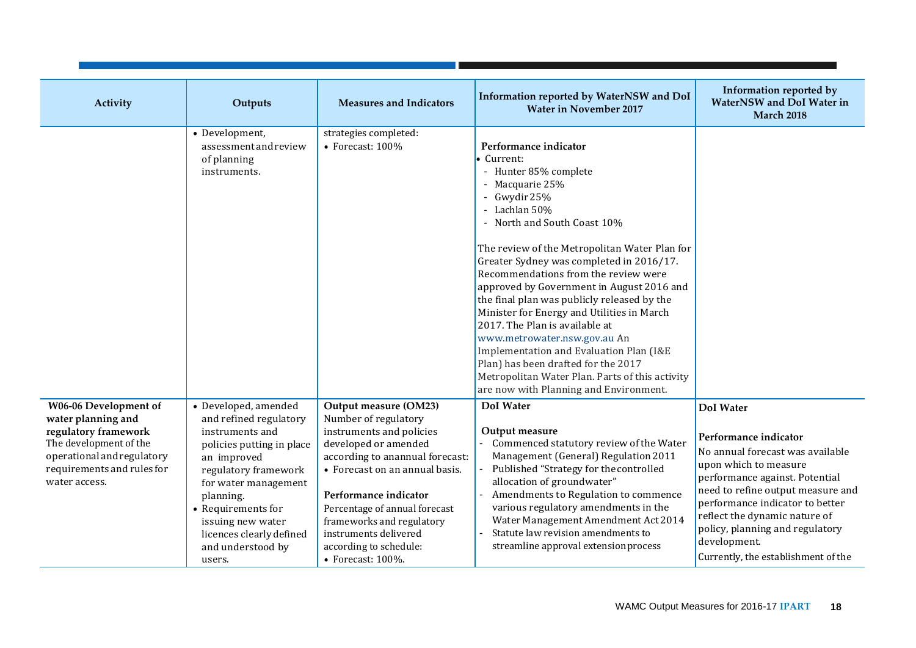| Activity | Outputs | Measures and Indicators | Information reported by WaterNSW and DoI Water in November 2017 | Information reported by WaterNSW and DoI Water in March 2018 |
|---|---|---|---|---|
| | • Development, assessment and review of planning instruments. | strategies completed:<br>• Forecast: 100% | **Performance indicator**<br>• Current:<br>- Hunter 85% complete<br>- Macquarie 25%<br>- Gwydir 25%<br>- Lachlan 50%<br>- North and South Coast 10%<br><br>The review of the Metropolitan Water Plan for Greater Sydney was completed in 2016/17. Recommendations from the review were approved by Government in August 2016 and the final plan was publicly released by the Minister for Energy and Utilities in March 2017. The Plan is available at www.metrowater.nsw.gov.au An Implementation and Evaluation Plan (I&E Plan) has been drafted for the 2017 Metropolitan Water Plan. Parts of this activity are now with Planning and Environment. | |
| **W06-06 Development of water planning and regulatory framework**<br>The development of the operational and regulatory requirements and rules for water access. | • Developed, amended and refined regulatory instruments and policies putting in place an improved regulatory framework for water management planning.<br>• Requirements for issuing new water licences clearly defined and understood by users. | **Output measure (OM23)**<br>Number of regulatory instruments and policies developed or amended according to an annual forecast:<br>• Forecast on an annual basis.<br><br>**Performance indicator**<br>Percentage of annual forecast frameworks and regulatory instruments delivered according to schedule:<br>• Forecast: 100%. | **DoI Water**<br><br>**Output measure**<br>- Commenced statutory review of the Water Management (General) Regulation 2011<br>- Published "Strategy for the controlled allocation of groundwater"<br>- Amendments to Regulation to commence various regulatory amendments in the Water Management Amendment Act 2014<br>- Statute law revision amendments to streamline approval extension process | **DoI Water**<br><br>**Performance indicator**<br>No annual forecast was available upon which to measure performance against. Potential need to refine output measure and performance indicator to better reflect the dynamic nature of policy, planning and regulatory development.<br>Currently, the establishment of the |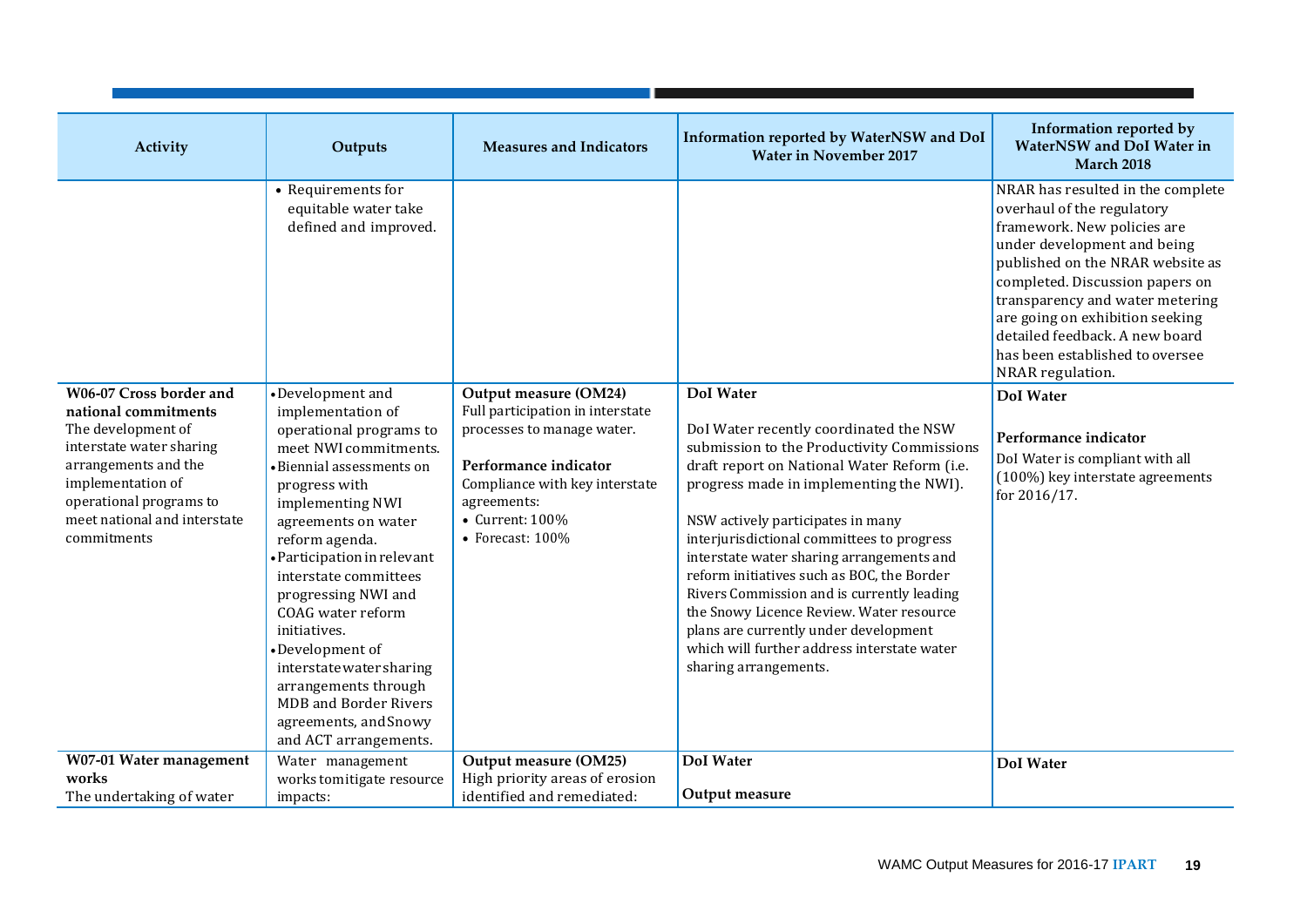| Activity | Outputs | Measures and Indicators | Information reported by WaterNSW and DoI Water in November 2017 | Information reported by WaterNSW and DoI Water in March 2018 |
|---|---|---|---|---|
| | • Requirements for equitable water take defined and improved. | | | NRAR has resulted in the complete overhaul of the regulatory framework. New policies are under development and being published on the NRAR website as completed. Discussion papers on transparency and water metering are going on exhibition seeking detailed feedback. A new board has been established to oversee NRAR regulation. |
| **W06-07 Cross border and national commitments**<br>The development of interstate water sharing arrangements and the implementation of operational programs to meet national and interstate commitments | • Development and implementation of operational programs to meet NWI commitments.<br>• Biennial assessments on progress with implementing NWI agreements on water reform agenda.<br>• Participation in relevant interstate committees progressing NWI and COAG water reform initiatives.<br>• Development of interstate water sharing arrangements through MDB and Border Rivers agreements, and Snowy and ACT arrangements. | **Output measure (OM24)**<br>Full participation in interstate processes to manage water.<br><br>**Performance indicator**<br>Compliance with key interstate agreements:<br>• Current: 100%<br>• Forecast: 100% | **DoI Water**<br><br>DoI Water recently coordinated the NSW submission to the Productivity Commissions draft report on National Water Reform (i.e. progress made in implementing the NWI).<br><br>NSW actively participates in many interjurisdictional committees to progress interstate water sharing arrangements and reform initiatives such as BOC, the Border Rivers Commission and is currently leading the Snowy Licence Review. Water resource plans are currently under development which will further address interstate water sharing arrangements. | **DoI Water**<br><br>**Performance indicator**<br>DoI Water is compliant with all (100%) key interstate agreements for 2016/17. |
| **W07-01 Water management works**<br>The undertaking of water | Water management works to mitigate resource impacts: | **Output measure (OM25)**<br>High priority areas of erosion identified and remediated: | **DoI Water**<br><br>**Output measure** | **DoI Water** |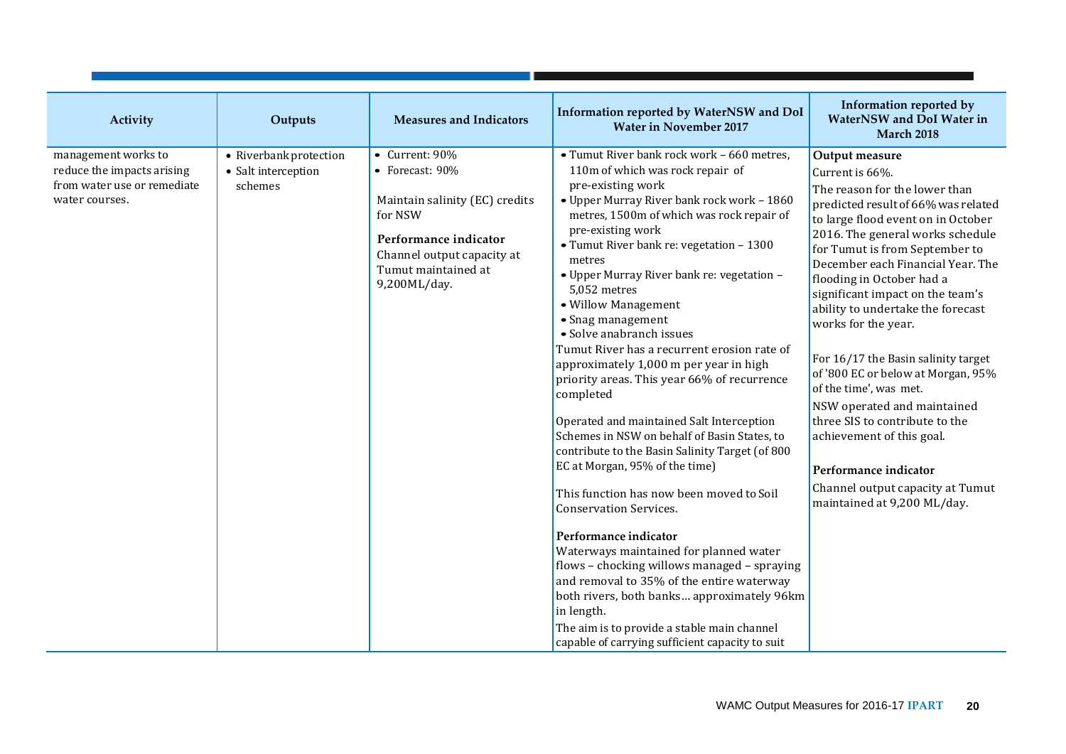| Activity | Outputs | Measures and Indicators | Information reported by WaterNSW and DoI Water in November 2017 | Information reported by WaterNSW and DoI Water in March 2018 |
|---|---|---|---|---|
| management works to reduce the impacts arising from water use or remediate water courses. | • Riverbank protection<br>• Salt interception schemes | • Current: 90%<br>• Forecast: 90%<br><br>Maintain salinity (EC) credits for NSW<br><br>**Performance indicator**<br>Channel output capacity at Tumut maintained at 9,200ML/day. | • Tumut River bank rock work – 660 metres, 110m of which was rock repair of pre-existing work<br>• Upper Murray River bank rock work – 1860 metres, 1500m of which was rock repair of pre-existing work<br>• Tumut River bank re: vegetation – 1300 metres<br>• Upper Murray River bank re: vegetation – 5,052 metres<br>• Willow Management<br>• Snag management<br>• Solve anabranch issues<br>Tumut River has a recurrent erosion rate of approximately 1,000 m per year in high priority areas. This year 66% of recurrence completed<br><br>Operated and maintained Salt Interception Schemes in NSW on behalf of Basin States, to contribute to the Basin Salinity Target (of 800 EC at Morgan, 95% of the time)<br><br>This function has now been moved to Soil Conservation Services.<br><br>**Performance indicator**<br>Waterways maintained for planned water flows – chocking willows managed – spraying and removal to 35% of the entire waterway both rivers, both banks… approximately 96km in length.<br>The aim is to provide a stable main channel capable of carrying sufficient capacity to suit | **Output measure**<br>Current is 66%.<br>The reason for the lower than predicted result of 66% was related to large flood event on in October 2016. The general works schedule for Tumut is from September to December each Financial Year. The flooding in October had a significant impact on the team's ability to undertake the forecast works for the year.<br><br>For 16/17 the Basin salinity target of '800 EC or below at Morgan, 95% of the time', was met.<br>NSW operated and maintained three SIS to contribute to the achievement of this goal.<br><br>**Performance indicator**<br>Channel output capacity at Tumut maintained at 9,200 ML/day. |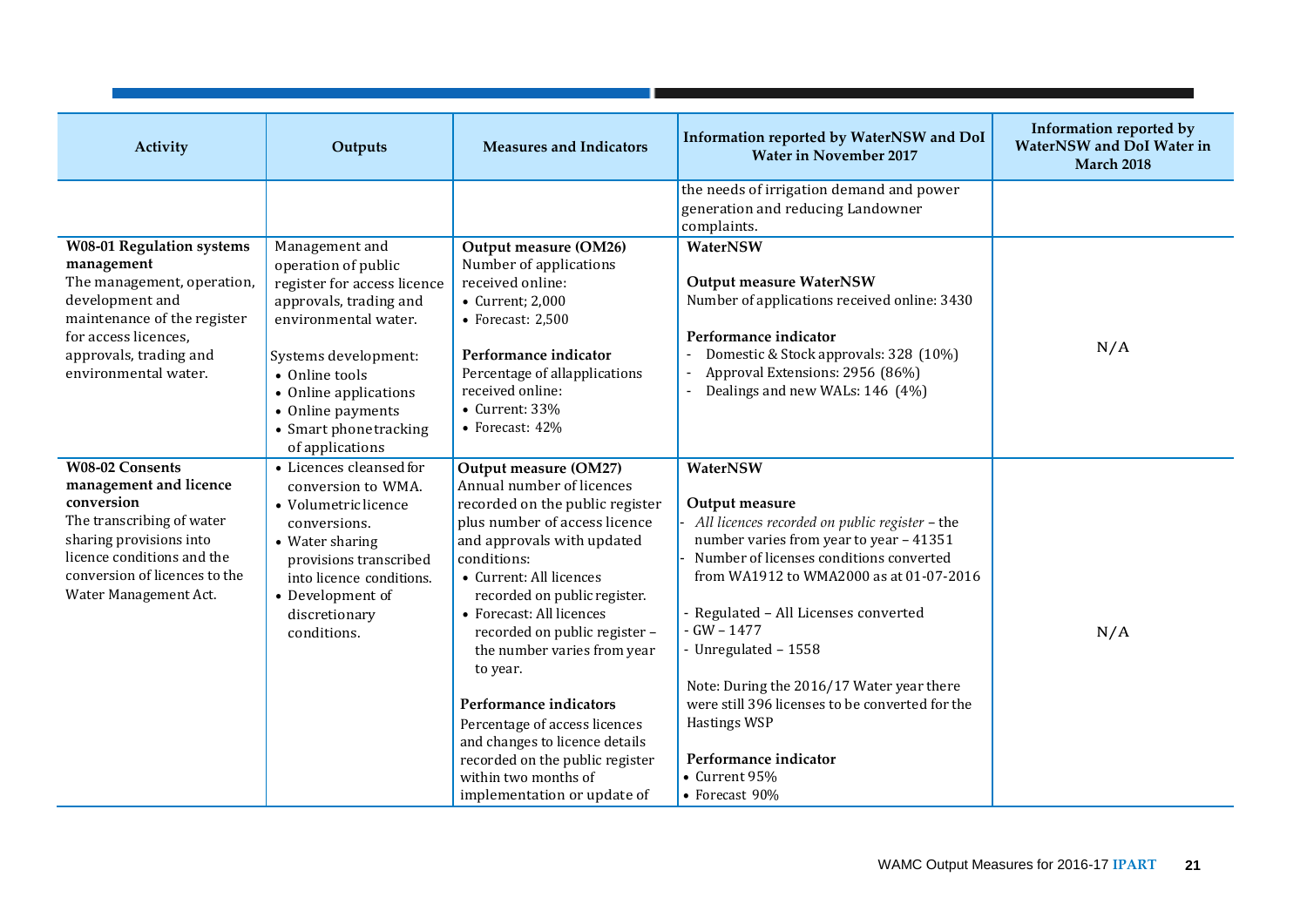| Activity | Outputs | Measures and Indicators | Information reported by WaterNSW and DoI Water in November 2017 | Information reported by WaterNSW and DoI Water in March 2018 |
| --- | --- | --- | --- | --- |
| | | | the needs of irrigation demand and power generation and reducing Landowner complaints. | |
| **W08-01 Regulation systems management**<br>The management, operation, development and maintenance of the register for access licences, approvals, trading and environmental water. | Management and operation of public register for access licence approvals, trading and environmental water.<br><br>Systems development:<br>• Online tools<br>• Online applications<br>• Online payments<br>• Smart phone tracking of applications | **Output measure (OM26)**<br>Number of applications received online:<br>• Current; 2,000<br>• Forecast: 2,500<br><br>**Performance indicator**<br>Percentage of all applications received online:<br>• Current: 33%<br>• Forecast: 42% | **WaterNSW**<br><br>**Output measure WaterNSW**<br>Number of applications received online: 3430<br><br>**Performance indicator**<br>- Domestic & Stock approvals: 328 (10%)<br>- Approval Extensions: 2956 (86%)<br>- Dealings and new WALs: 146 (4%) | N/A |
| **W08-02 Consents management and licence conversion**<br>The transcribing of water sharing provisions into licence conditions and the conversion of licences to the Water Management Act. | • Licences cleansed for conversion to WMA.<br>• Volumetric licence conversions.<br>• Water sharing provisions transcribed into licence conditions.<br>• Development of discretionary conditions. | **Output measure (OM27)**<br>Annual number of licences recorded on the public register plus number of access licence and approvals with updated conditions:<br>• Current: All licences recorded on public register.<br>• Forecast: All licences recorded on public register – the number varies from year to year.<br><br>**Performance indicators**<br>Percentage of access licences and changes to licence details recorded on the public register within two months of implementation or update of | **WaterNSW**<br><br>**Output measure**<br>- *All licences recorded on public register* – the number varies from year to year – 41351<br>- Number of licenses conditions converted from WA1912 to WMA2000 as at 01-07-2016<br><br>- Regulated – All Licenses converted<br>- GW – 1477<br>- Unregulated – 1558<br><br>Note: During the 2016/17 Water year there were still 396 licenses to be converted for the Hastings WSP<br><br>**Performance indicator**<br>• Current 95%<br>• Forecast 90% | N/A |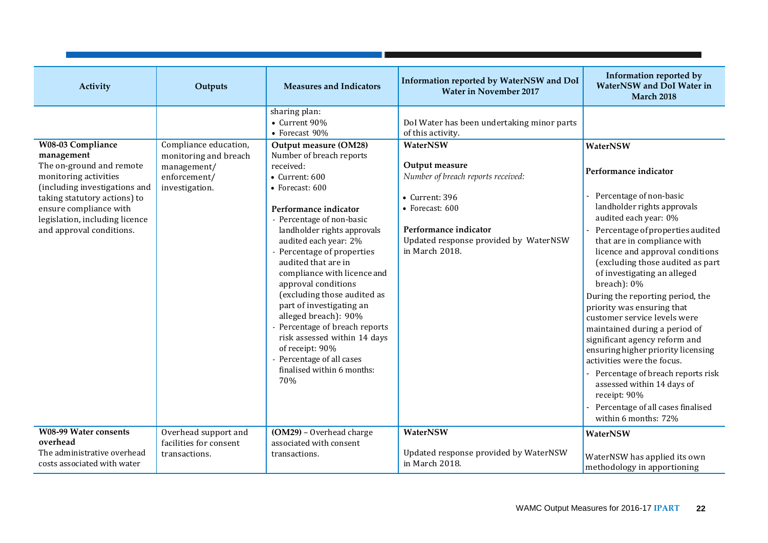| Activity | Outputs | Measures and Indicators | Information reported by WaterNSW and DoI Water in November 2017 | Information reported by WaterNSW and DoI Water in March 2018 |
|---|---|---|---|---|
| | | sharing plan:<br>• Current 90%<br>• Forecast 90% | DoI Water has been undertaking minor parts of this activity. | |
| **W08-03 Compliance management**<br>The on-ground and remote monitoring activities (including investigations and taking statutory actions) to ensure compliance with legislation, including licence and approval conditions. | Compliance education, monitoring and breach management/ enforcement/ investigation. | **Output measure (OM28)**<br>Number of breach reports received:<br>• Current: 600<br>• Forecast: 600<br><br>**Performance indicator**<br>- Percentage of non-basic landholder rights approvals audited each year: 2%<br>- Percentage of properties audited that are in compliance with licence and approval conditions (excluding those audited as part of investigating an alleged breach): 90%<br>- Percentage of breach reports risk assessed within 14 days of receipt: 90%<br>- Percentage of all cases finalised within 6 months: 70% | **WaterNSW**<br><br>**Output measure**<br>*Number of breach reports received:*<br><br>• Current: 396<br>• Forecast: 600<br><br>**Performance indicator**<br>Updated response provided by WaterNSW in March 2018. | **WaterNSW**<br><br>**Performance indicator**<br><br>- Percentage of non-basic landholder rights approvals audited each year: 0%<br>- Percentage of properties audited that are in compliance with licence and approval conditions (excluding those audited as part of investigating an alleged breach): 0%<br>During the reporting period, the priority was ensuring that customer service levels were maintained during a period of significant agency reform and ensuring higher priority licensing activities were the focus.<br>- Percentage of breach reports risk assessed within 14 days of receipt: 90%<br>- Percentage of all cases finalised within 6 months: 72% |
| **W08-99 Water consents overhead**<br>The administrative overhead costs associated with water | Overhead support and facilities for consent transactions. | **(OM29)** – Overhead charge associated with consent transactions. | **WaterNSW**<br><br>Updated response provided by WaterNSW in March 2018. | **WaterNSW**<br><br>WaterNSW has applied its own methodology in apportioning |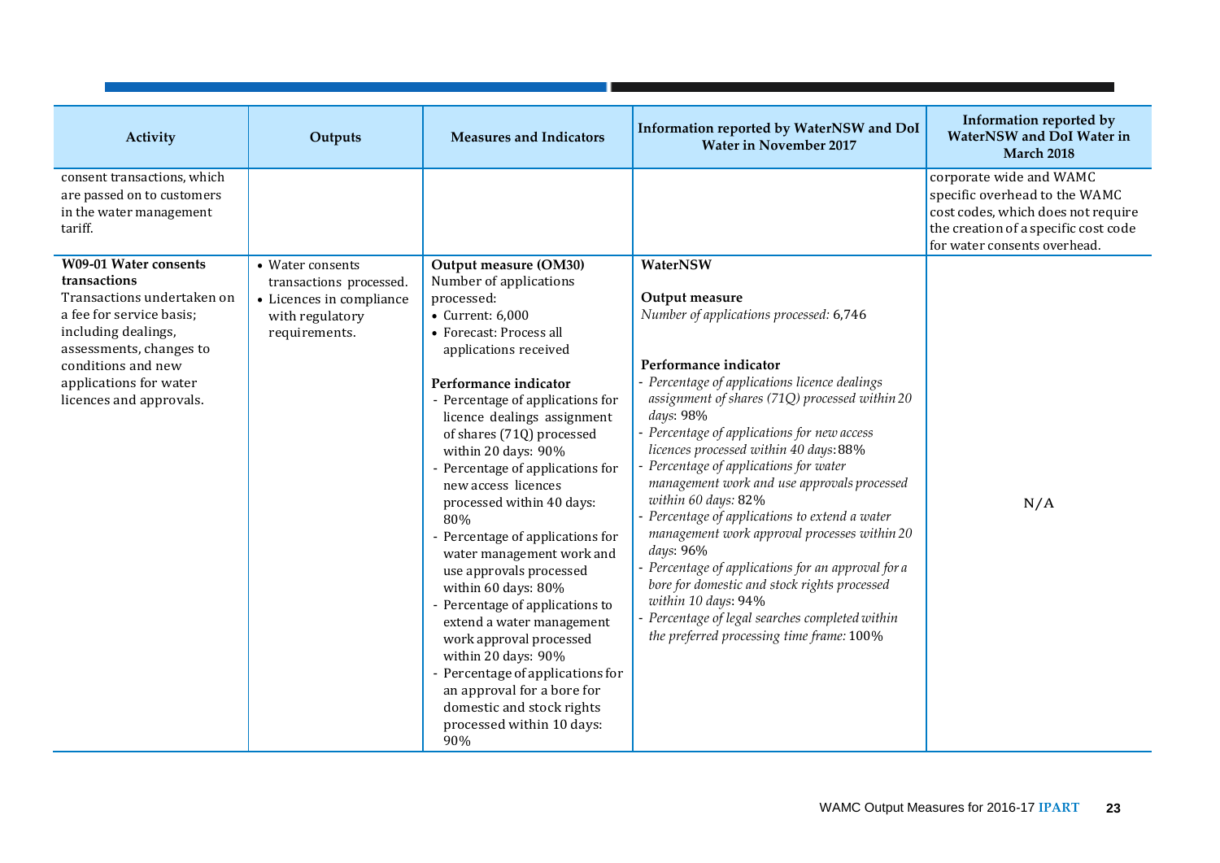| Activity | Outputs | Measures and Indicators | Information reported by WaterNSW and DoI Water in November 2017 | Information reported by WaterNSW and DoI Water in March 2018 |
|---|---|---|---|---|
| consent transactions, which are passed on to customers in the water management tariff. | | | | corporate wide and WAMC specific overhead to the WAMC cost codes, which does not require the creation of a specific cost code for water consents overhead. |
| **W09-01 Water consents transactions**<br>Transactions undertaken on a fee for service basis; including dealings, assessments, changes to conditions and new applications for water licences and approvals. | • Water consents transactions processed.<br>• Licences in compliance with regulatory requirements. | **Output measure (OM30)**<br>Number of applications processed:<br>• Current: 6,000<br>• Forecast: Process all applications received<br><br>**Performance indicator**<br>- Percentage of applications for licence dealings assignment of shares (71Q) processed within 20 days: 90%<br>- Percentage of applications for new access licences processed within 40 days: 80%<br>- Percentage of applications for water management work and use approvals processed within 60 days: 80%<br>- Percentage of applications to extend a water management work approval processed within 20 days: 90%<br>- Percentage of applications for an approval for a bore for domestic and stock rights processed within 10 days: 90% | **WaterNSW**<br><br>**Output measure**<br>*Number of applications processed:* 6,746<br><br>**Performance indicator**<br>- *Percentage of applications licence dealings assignment of shares (71Q) processed within 20 days*: 98%<br>- *Percentage of applications for new access licences processed within 40 days*: 88%<br>- *Percentage of applications for water management work and use approvals processed within 60 days:* 82%<br>- *Percentage of applications to extend a water management work approval processes within 20 days*: 96%<br>- *Percentage of applications for an approval for a bore for domestic and stock rights processed within 10 days*: 94%<br>- *Percentage of legal searches completed within the preferred processing time frame:* 100% | N/A |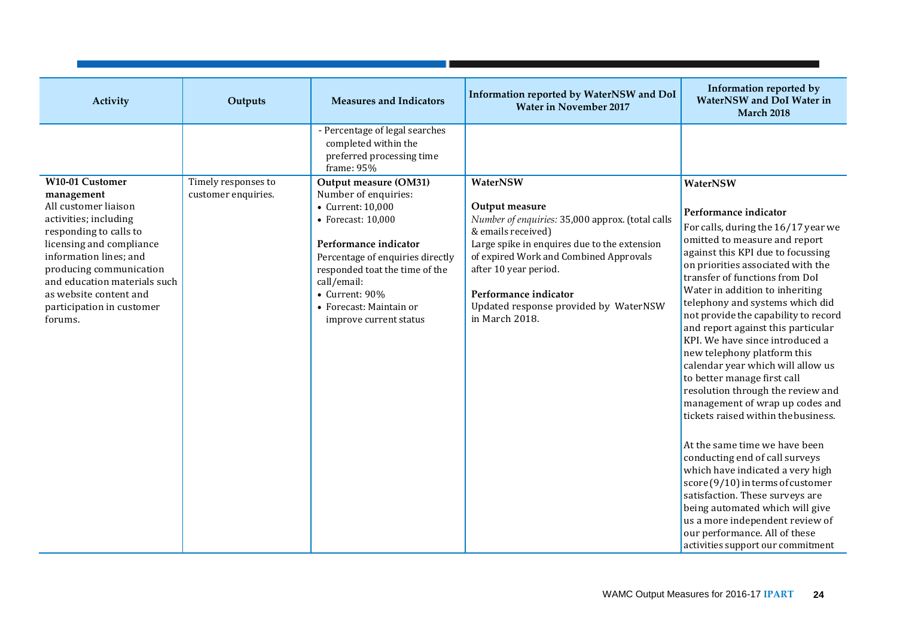| Activity | Outputs | Measures and Indicators | Information reported by WaterNSW and DoI Water in November 2017 | Information reported by WaterNSW and DoI Water in March 2018 |
|---|---|---|---|---|
| | | - Percentage of legal searches completed within the preferred processing time frame: 95% | | |
| **W10-01 Customer management**<br>All customer liaison activities; including responding to calls to licensing and compliance information lines; and producing communication and education materials such as website content and participation in customer forums. | Timely responses to customer enquiries. | **Output measure (OM31)**<br>Number of enquiries:<br>• Current: 10,000<br>• Forecast: 10,000<br><br>**Performance indicator**<br>Percentage of enquiries directly responded toat the time of the call/email:<br>• Current: 90%<br>• Forecast: Maintain or improve current status | **WaterNSW**<br><br>**Output measure**<br>*Number of enquiries:* 35,000 approx. (total calls & emails received)<br>Large spike in enquires due to the extension of expired Work and Combined Approvals after 10 year period.<br><br>**Performance indicator**<br>Updated response provided by WaterNSW in March 2018. | **WaterNSW**<br><br>**Performance indicator**<br>For calls, during the 16/17 year we omitted to measure and report against this KPI due to focussing on priorities associated with the transfer of functions from DoI Water in addition to inheriting telephony and systems which did not provide the capability to record and report against this particular KPI. We have since introduced a new telephony platform this calendar year which will allow us to better manage first call resolution through the review and management of wrap up codes and tickets raised within the business.<br><br>At the same time we have been conducting end of call surveys which have indicated a very high score (9/10) in terms of customer satisfaction. These surveys are being automated which will give us a more independent review of our performance. All of these activities support our commitment |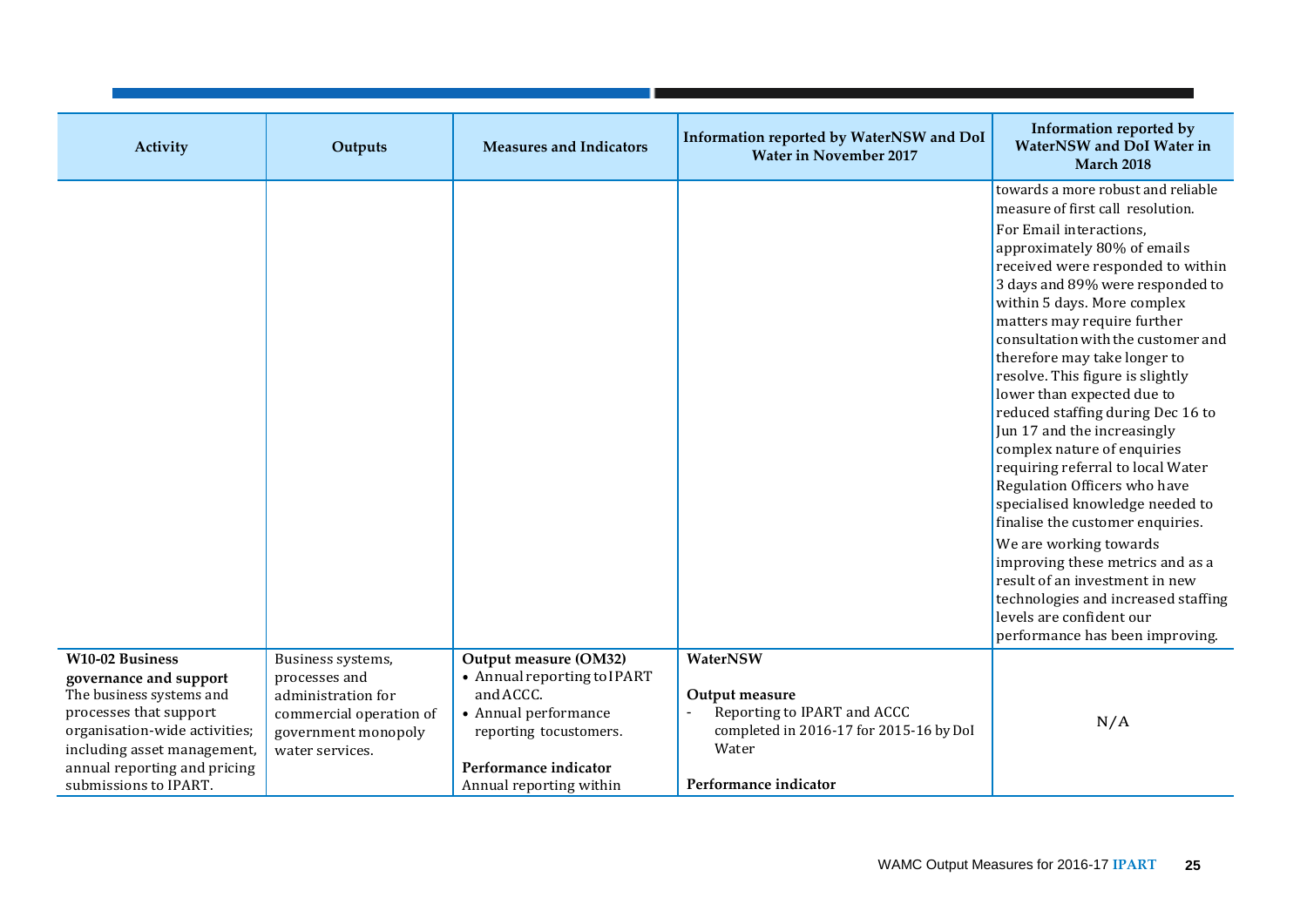| Activity | Outputs | Measures and Indicators | Information reported by WaterNSW and DoI Water in November 2017 | Information reported by WaterNSW and DoI Water in March 2018 |
|---|---|---|---|---|
| | | | | towards a more robust and reliable measure of first call resolution.<br>For Email interactions, approximately 80% of emails received were responded to within 3 days and 89% were responded to within 5 days. More complex matters may require further consultation with the customer and therefore may take longer to resolve. This figure is slightly lower than expected due to reduced staffing during Dec 16 to Jun 17 and the increasingly complex nature of enquiries requiring referral to local Water Regulation Officers who have specialised knowledge needed to finalise the customer enquiries.<br>We are working towards improving these metrics and as a result of an investment in new technologies and increased staffing levels are confident our performance has been improving. |
| **W10-02 Business governance and support**<br>The business systems and processes that support organisation-wide activities; including asset management, annual reporting and pricing submissions to IPART. | Business systems, processes and administration for commercial operation of government monopoly water services. | **Output measure (OM32)**<br>• Annual reporting to IPART and ACCC.<br>• Annual performance reporting tocustomers.<br><br>**Performance indicator**<br>Annual reporting within | **WaterNSW**<br><br>**Output measure**<br>- Reporting to IPART and ACCC completed in 2016-17 for 2015-16 by DoI Water<br><br>**Performance indicator** | N/A |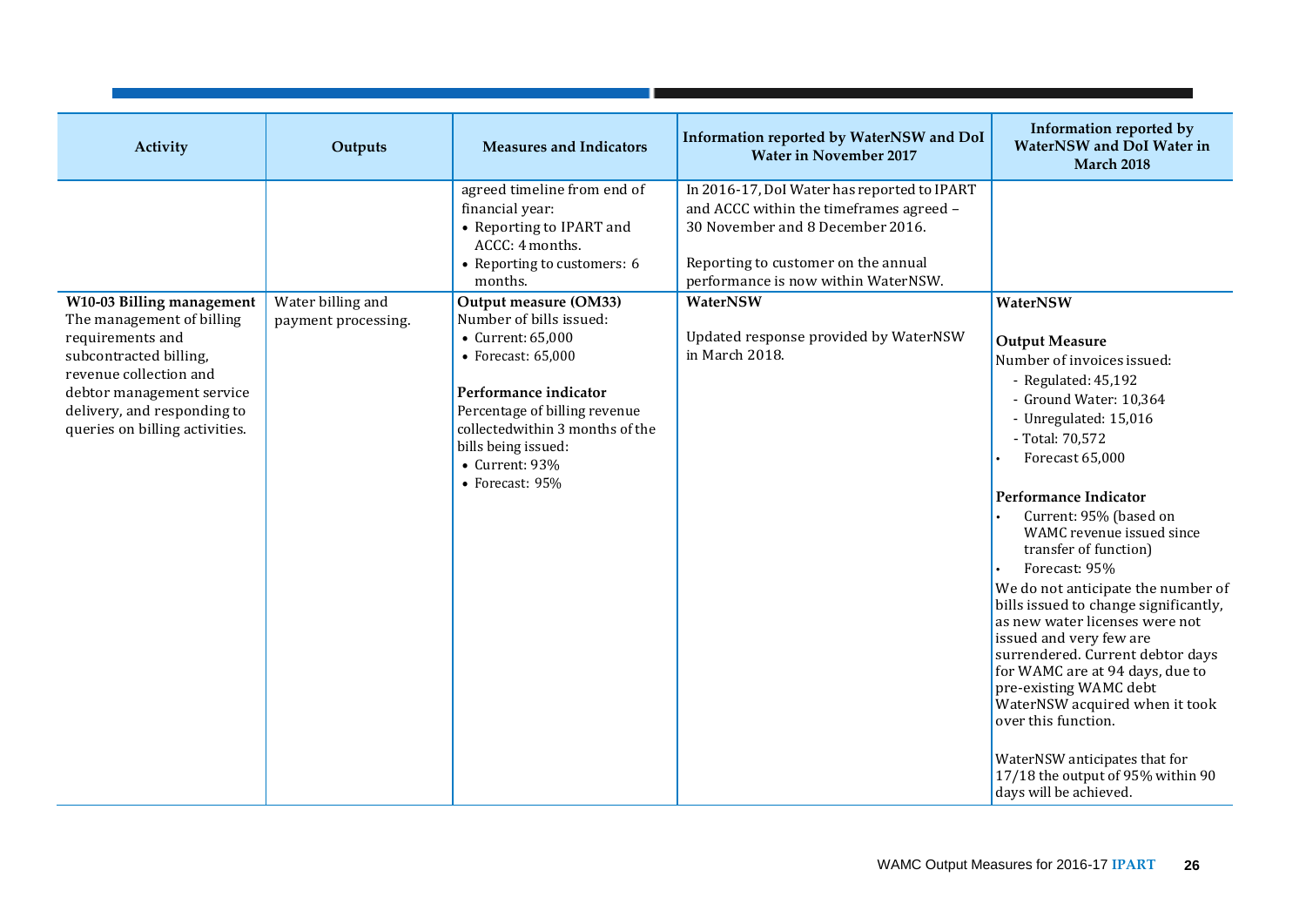| Activity | Outputs | Measures and Indicators | Information reported by WaterNSW and DoI Water in November 2017 | Information reported by WaterNSW and DoI Water in March 2018 |
|---|---|---|---|---|
| | | agreed timeline from end of financial year:<br>• Reporting to IPART and ACCC: 4 months.<br>• Reporting to customers: 6 months. | In 2016-17, DoI Water has reported to IPART and ACCC within the timeframes agreed – 30 November and 8 December 2016.<br><br>Reporting to customer on the annual performance is now within WaterNSW. | |
| **W10-03 Billing management**<br>The management of billing requirements and subcontracted billing, revenue collection and debtor management service delivery, and responding to queries on billing activities. | Water billing and payment processing. | **Output measure (OM33)**<br>Number of bills issued:<br>• Current: 65,000<br>• Forecast: 65,000<br><br>**Performance indicator**<br>Percentage of billing revenue collectedwithin 3 months of the bills being issued:<br>• Current: 93%<br>• Forecast: 95% | **WaterNSW**<br><br>Updated response provided by WaterNSW in March 2018. | **WaterNSW**<br><br>**Output Measure**<br>Number of invoices issued:<br>- Regulated: 45,192<br>- Ground Water: 10,364<br>- Unregulated: 15,016<br>- Total: 70,572<br>• Forecast 65,000<br><br>**Performance Indicator**<br>• Current: 95% (based on WAMC revenue issued since transfer of function)<br>• Forecast: 95%<br>We do not anticipate the number of bills issued to change significantly, as new water licenses were not issued and very few are surrendered. Current debtor days for WAMC are at 94 days, due to pre-existing WAMC debt WaterNSW acquired when it took over this function.<br><br>WaterNSW anticipates that for 17/18 the output of 95% within 90 days will be achieved. |